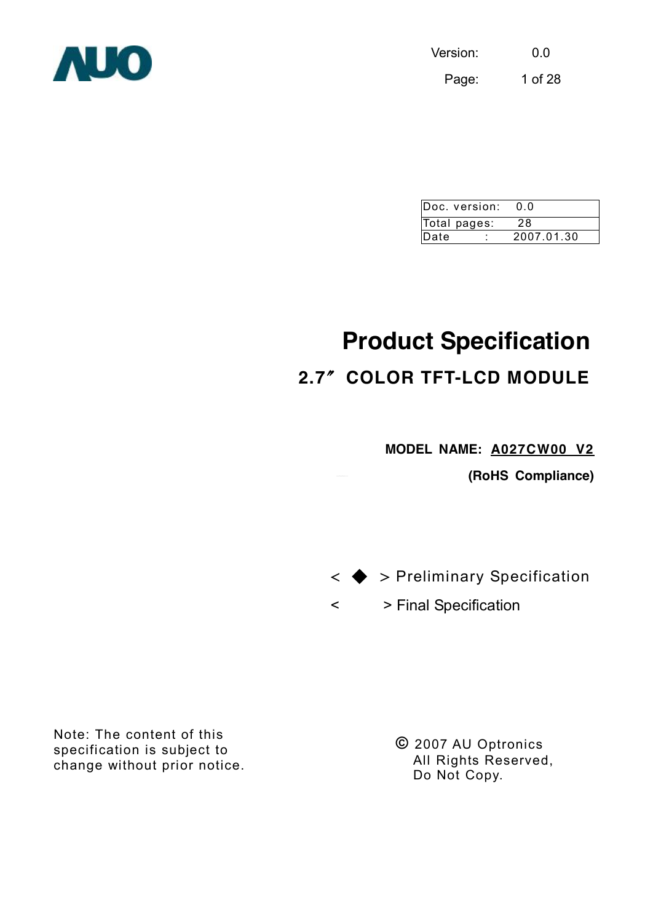| Doc. version: | 0.0 |
| --- | --- |
| Total pages: | 28 |
| Date : | 2007.01.30 |

# Product Specification

## 2.7″ COLOR TFT-LCD MODULE

**MODEL NAME: A027CW00 V2**

**(RoHS Compliance)**

< ◆ > Preliminary Specification

< > Final Specification

Note: The content of this specification is subject to change without prior notice.

© 2007 AU Optronics
All Rights Reserved,
Do Not Copy.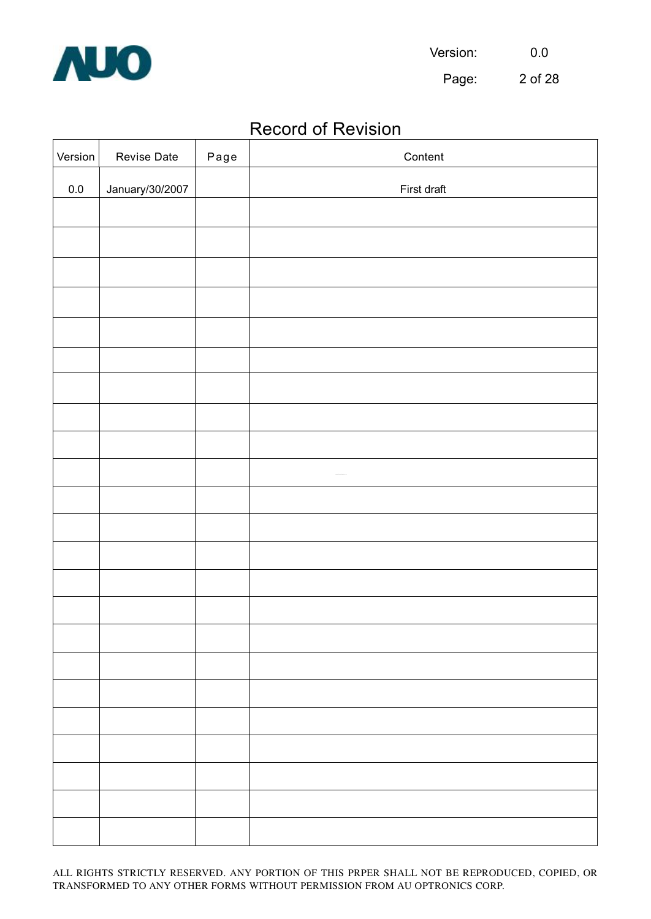# Record of Revision

| Version | Revise Date | Page | Content |
|---|---|---|---|
| 0.0 | January/30/2007 | | First draft |
| | | | |
| | | | |
| | | | |
| | | | |
| | | | |
| | | | |
| | | | |
| | | | |
| | | | |
| | | | |
| | | | |
| | | | |
| | | | |
| | | | |
| | | | |
| | | | |
| | | | |
| | | | |
| | | | |
| | | | |
| | | | |
| | | | |
| | | | |

ALL RIGHTS STRICTLY RESERVED. ANY PORTION OF THIS PRPER SHALL NOT BE REPRODUCED, COPIED, OR TRANSFORMED TO ANY OTHER FORMS WITHOUT PERMISSION FROM AU OPTRONICS CORP.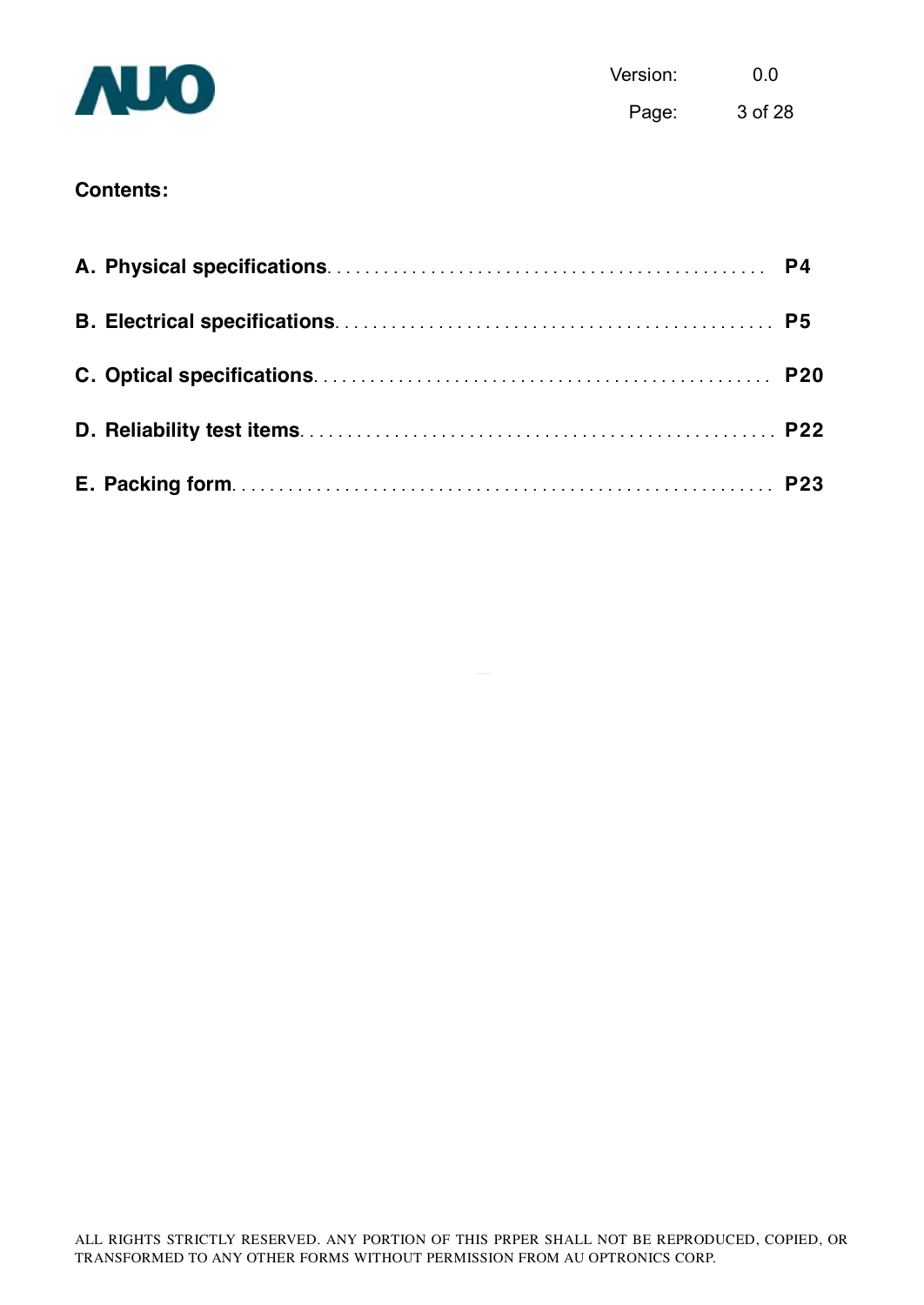**Contents:**

A. Physical specifications .............................................. P4

B. Electrical specifications .............................................. P5

C. Optical specifications .............................................. P20

D. Reliability test items .............................................. P22

E. Packing form .............................................. P23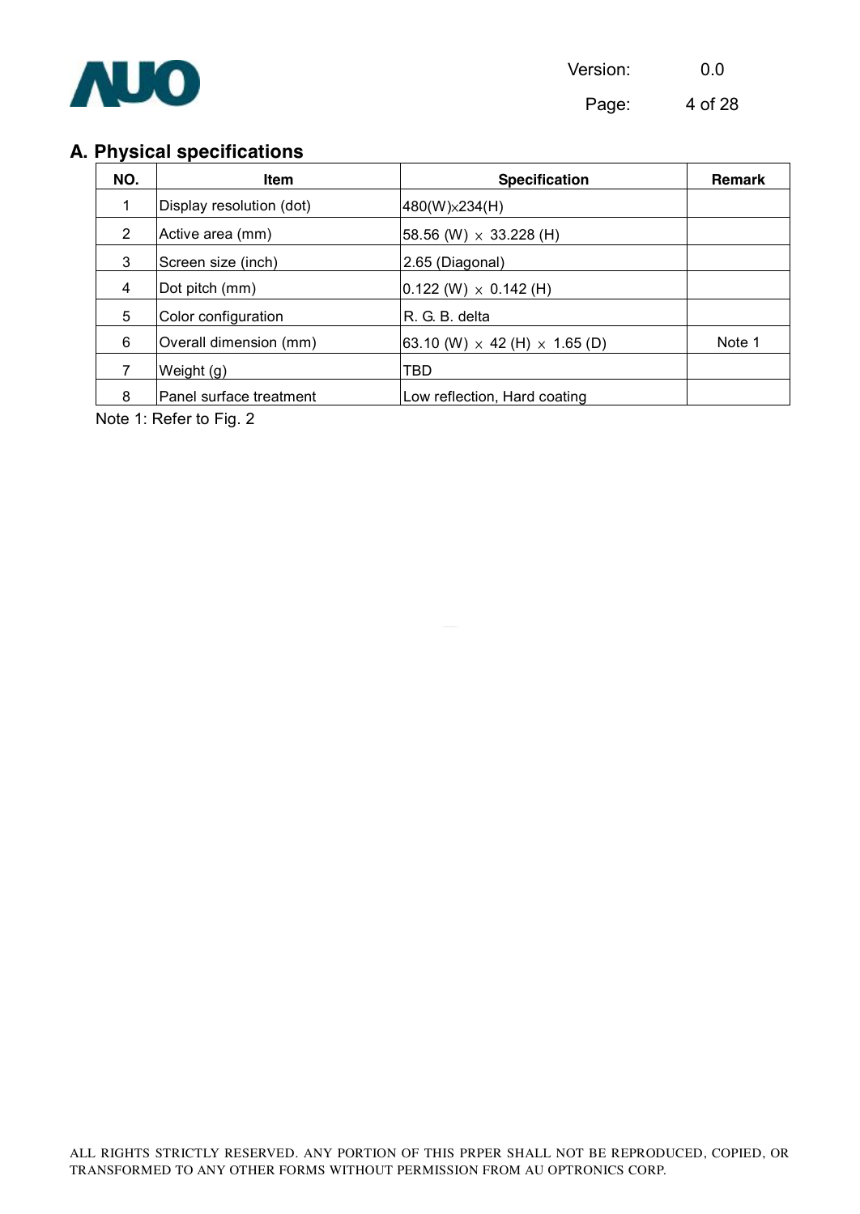## A. Physical specifications

| NO. | Item | Specification | Remark |
|---|---|---|---|
| 1 | Display resolution (dot) | 480(W)×234(H) | |
| 2 | Active area (mm) | 58.56 (W) × 33.228 (H) | |
| 3 | Screen size (inch) | 2.65 (Diagonal) | |
| 4 | Dot pitch (mm) | 0.122 (W) × 0.142 (H) | |
| 5 | Color configuration | R. G. B. delta | |
| 6 | Overall dimension (mm) | 63.10 (W) × 42 (H) × 1.65 (D) | Note 1 |
| 7 | Weight (g) | TBD | |
| 8 | Panel surface treatment | Low reflection, Hard coating | |

Note 1: Refer to Fig. 2

ALL RIGHTS STRICTLY RESERVED. ANY PORTION OF THIS PRPER SHALL NOT BE REPRODUCED, COPIED, OR TRANSFORMED TO ANY OTHER FORMS WITHOUT PERMISSION FROM AU OPTRONICS CORP.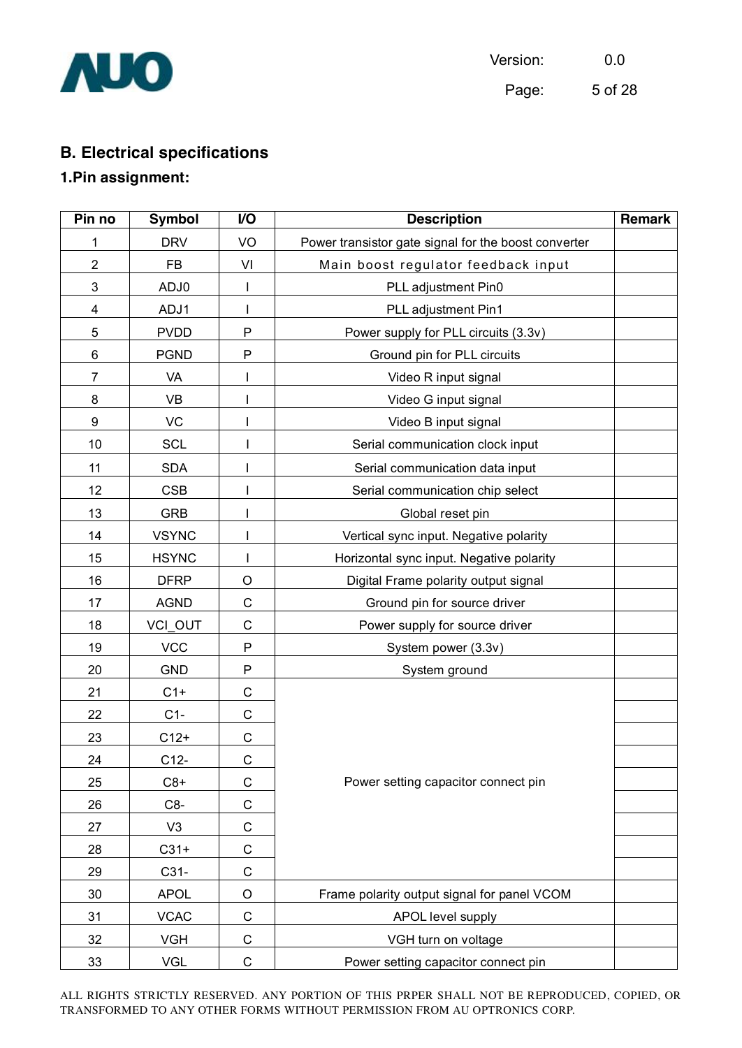## B. Electrical specifications

### 1.Pin assignment:

| Pin no | Symbol | I/O | Description | Remark |
|---|---|---|---|---|
| 1 | DRV | VO | Power transistor gate signal for the boost converter | |
| 2 | FB | VI | Main boost regulator feedback input | |
| 3 | ADJ0 | I | PLL adjustment Pin0 | |
| 4 | ADJ1 | I | PLL adjustment Pin1 | |
| 5 | PVDD | P | Power supply for PLL circuits (3.3v) | |
| 6 | PGND | P | Ground pin for PLL circuits | |
| 7 | VA | I | Video R input signal | |
| 8 | VB | I | Video G input signal | |
| 9 | VC | I | Video B input signal | |
| 10 | SCL | I | Serial communication clock input | |
| 11 | SDA | I | Serial communication data input | |
| 12 | CSB | I | Serial communication chip select | |
| 13 | GRB | I | Global reset pin | |
| 14 | VSYNC | I | Vertical sync input. Negative polarity | |
| 15 | HSYNC | I | Horizontal sync input. Negative polarity | |
| 16 | DFRP | O | Digital Frame polarity output signal | |
| 17 | AGND | C | Ground pin for source driver | |
| 18 | VCI_OUT | C | Power supply for source driver | |
| 19 | VCC | P | System power (3.3v) | |
| 20 | GND | P | System ground | |
| 21 | C1+ | C | Power setting capacitor connect pin | |
| 22 | C1- | C | | |
| 23 | C12+ | C | | |
| 24 | C12- | C | | |
| 25 | C8+ | C | | |
| 26 | C8- | C | | |
| 27 | V3 | C | | |
| 28 | C31+ | C | | |
| 29 | C31- | C | | |
| 30 | APOL | O | Frame polarity output signal for panel VCOM | |
| 31 | VCAC | C | APOL level supply | |
| 32 | VGH | C | VGH turn on voltage | |
| 33 | VGL | C | Power setting capacitor connect pin | |

ALL RIGHTS STRICTLY RESERVED. ANY PORTION OF THIS PRPER SHALL NOT BE REPRODUCED, COPIED, OR TRANSFORMED TO ANY OTHER FORMS WITHOUT PERMISSION FROM AU OPTRONICS CORP.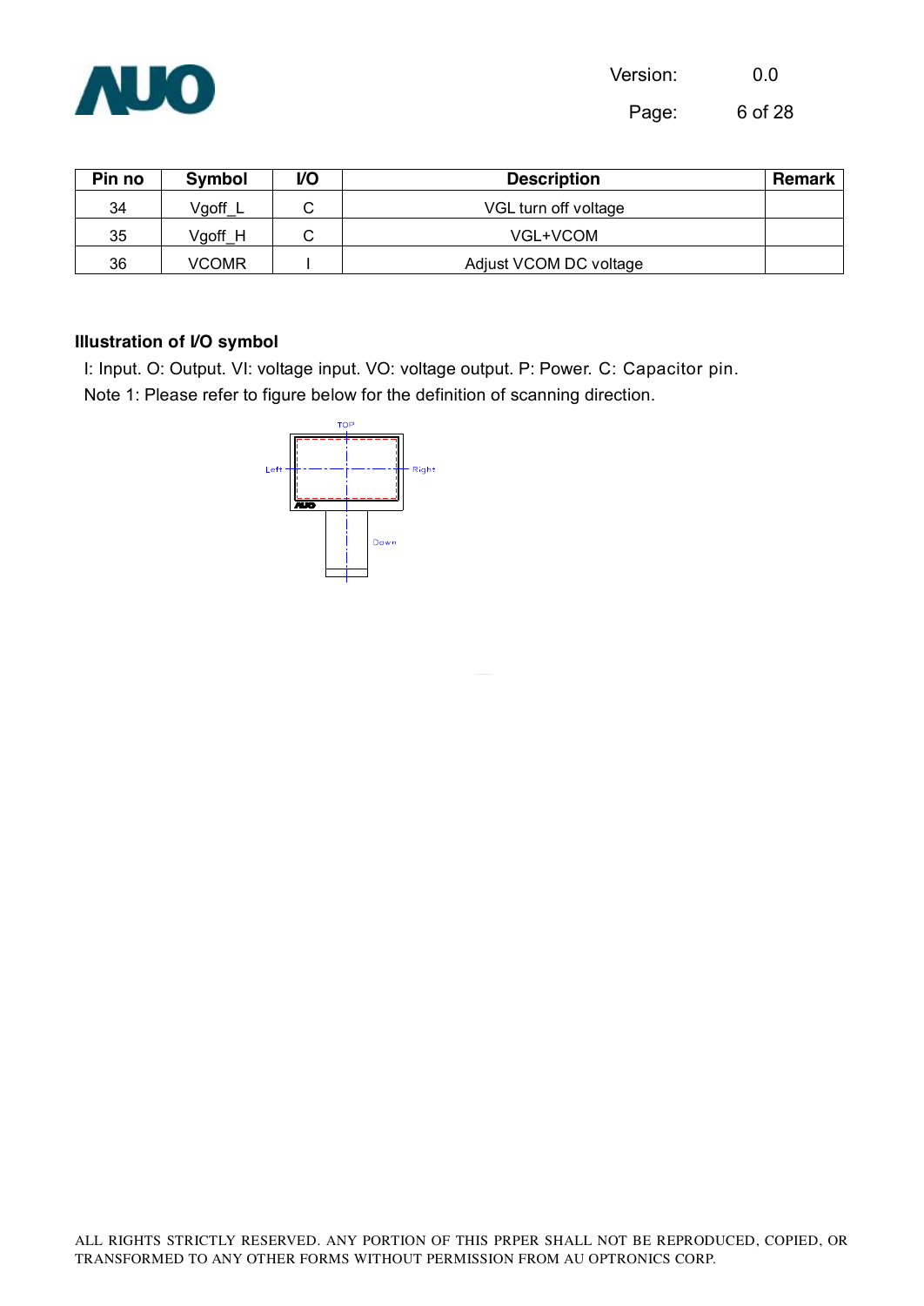| Pin no | Symbol | I/O | Description | Remark |
|---|---|---|---|---|
| 34 | Vgoff_L | C | VGL turn off voltage | |
| 35 | Vgoff_H | C | VGL+VCOM | |
| 36 | VCOMR | I | Adjust VCOM DC voltage | |

**Illustration of I/O symbol**

I: Input. O: Output. VI: voltage input. VO: voltage output. P: Power. C: Capacitor pin.

Note 1: Please refer to figure below for the definition of scanning direction.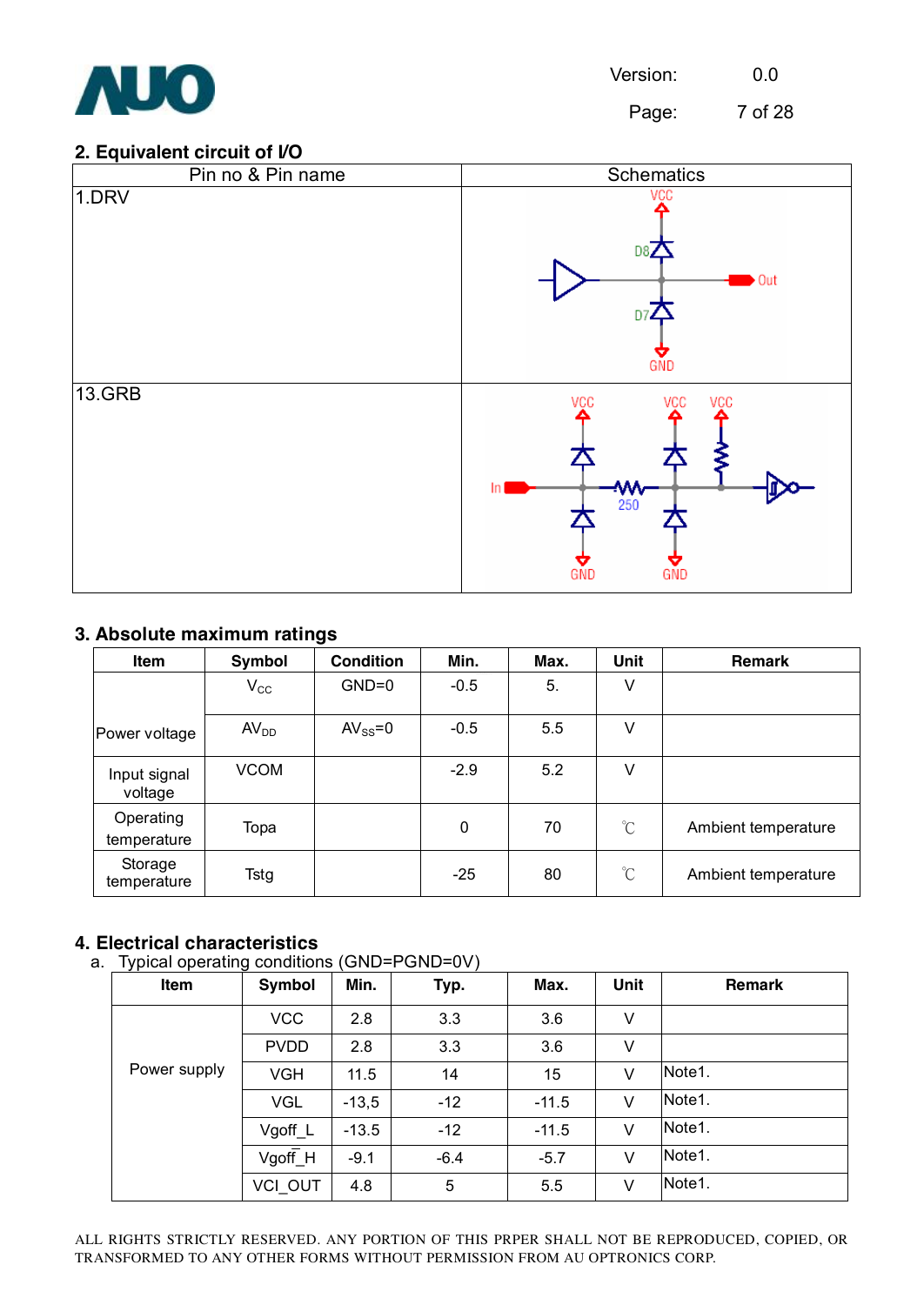## 2. Equivalent circuit of I/O

| Pin no & Pin name | Schematics |
|---|---|
| 1.DRV | |
| 13.GRB | |

## 3. Absolute maximum ratings

| Item | Symbol | Condition | Min. | Max. | Unit | Remark |
|---|---|---|---|---|---|---|
| Power voltage | $V_{CC}$ | GND=0 | -0.5 | 5. | V | |
| | $AV_{DD}$ | $AV_{SS}$=0 | -0.5 | 5.5 | V | |
| Input signal voltage | VCOM | | -2.9 | 5.2 | V | |
| Operating temperature | Topa | | 0 | 70 | ℃ | Ambient temperature |
| Storage temperature | Tstg | | -25 | 80 | ℃ | Ambient temperature |

## 4. Electrical characteristics

a. Typical operating conditions (GND=PGND=0V)

| Item | Symbol | Min. | Typ. | Max. | Unit | Remark |
|---|---|---|---|---|---|---|
| Power supply | VCC | 2.8 | 3.3 | 3.6 | V | |
| | PVDD | 2.8 | 3.3 | 3.6 | V | |
| | VGH | 11.5 | 14 | 15 | V | Note1. |
| | VGL | -13,5 | -12 | -11.5 | V | Note1. |
| | Vgoff_L | -13.5 | -12 | -11.5 | V | Note1. |
| | Vgoff_H | -9.1 | -6.4 | -5.7 | V | Note1. |
| | VCI_OUT | 4.8 | 5 | 5.5 | V | Note1. |

ALL RIGHTS STRICTLY RESERVED. ANY PORTION OF THIS PRPER SHALL NOT BE REPRODUCED, COPIED, OR TRANSFORMED TO ANY OTHER FORMS WITHOUT PERMISSION FROM AU OPTRONICS CORP.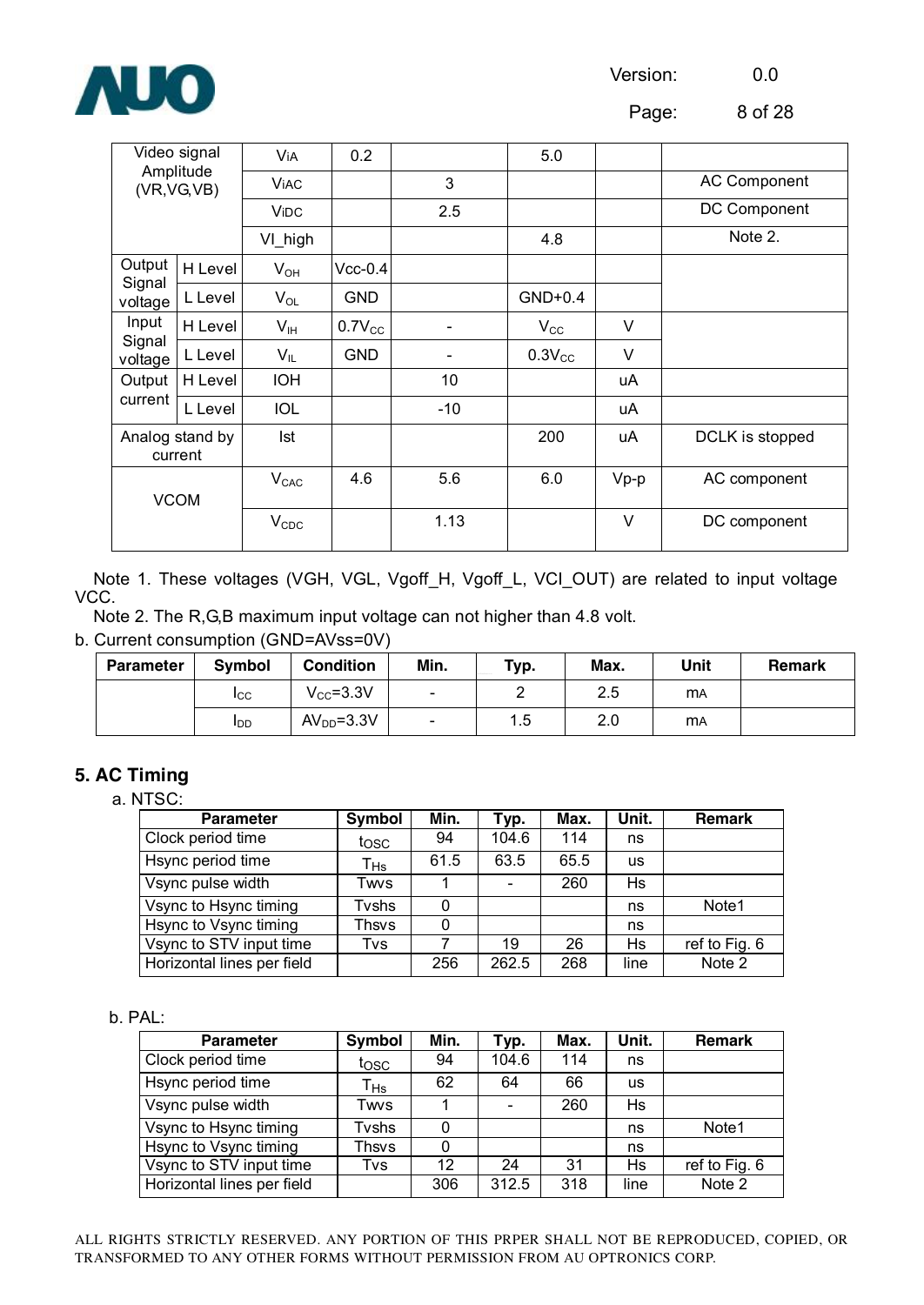| Video signal Amplitude (VR,VG,VB) | | ViA | 0.2 | | 5.0 | | |
|---|---|---|---|---|---|---|---|
| | | ViAC | | 3 | | | AC Component |
| | | ViDC | | 2.5 | | | DC Component |
| | | VI_high | | | 4.8 | | Note 2. |
| Output Signal voltage | H Level | $V_{OH}$ | Vcc-0.4 | | | | |
| | L Level | $V_{OL}$ | GND | | GND+0.4 | | |
| Input Signal voltage | H Level | $V_{IH}$ | $0.7V_{CC}$ | - | $V_{CC}$ | V | |
| | L Level | $V_{IL}$ | GND | - | $0.3V_{CC}$ | V | |
| Output current | H Level | IOH | | 10 | | uA | |
| | L Level | IOL | | -10 | | uA | |
| Analog stand by current | | Ist | | | 200 | uA | DCLK is stopped |
| VCOM | | $V_{CAC}$ | 4.6 | 5.6 | 6.0 | Vp-p | AC component |
| | | $V_{CDC}$ | | 1.13 | | V | DC component |

Note 1. These voltages (VGH, VGL, Vgoff_H, Vgoff_L, VCI_OUT) are related to input voltage VCC.

Note 2. The R,G,B maximum input voltage can not higher than 4.8 volt.

b. Current consumption (GND=AVss=0V)

| Parameter | Symbol | Condition | Min. | Typ. | Max. | Unit | Remark |
|---|---|---|---|---|---|---|---|
| | $I_{CC}$ | $V_{CC}$=3.3V | - | 2 | 2.5 | mA | |
| | $I_{DD}$ | $AV_{DD}$=3.3V | - | 1.5 | 2.0 | mA | |

## 5. AC Timing

a. NTSC:

| Parameter | Symbol | Min. | Typ. | Max. | Unit. | Remark |
|---|---|---|---|---|---|---|
| Clock period time | $t_{OSC}$ | 94 | 104.6 | 114 | ns | |
| Hsync period time | $T_{Hs}$ | 61.5 | 63.5 | 65.5 | us | |
| Vsync pulse width | Twvs | 1 | - | 260 | Hs | |
| Vsync to Hsync timing | Tvshs | 0 | | | ns | Note1 |
| Hsync to Vsync timing | Thsvs | 0 | | | ns | |
| Vsync to STV input time | Tvs | 7 | 19 | 26 | Hs | ref to Fig. 6 |
| Horizontal lines per field | | 256 | 262.5 | 268 | line | Note 2 |

b. PAL:

| Parameter | Symbol | Min. | Typ. | Max. | Unit. | Remark |
|---|---|---|---|---|---|---|
| Clock period time | $t_{OSC}$ | 94 | 104.6 | 114 | ns | |
| Hsync period time | $T_{Hs}$ | 62 | 64 | 66 | us | |
| Vsync pulse width | Twvs | 1 | - | 260 | Hs | |
| Vsync to Hsync timing | Tvshs | 0 | | | ns | Note1 |
| Hsync to Vsync timing | Thsvs | 0 | | | ns | |
| Vsync to STV input time | Tvs | 12 | 24 | 31 | Hs | ref to Fig. 6 |
| Horizontal lines per field | | 306 | 312.5 | 318 | line | Note 2 |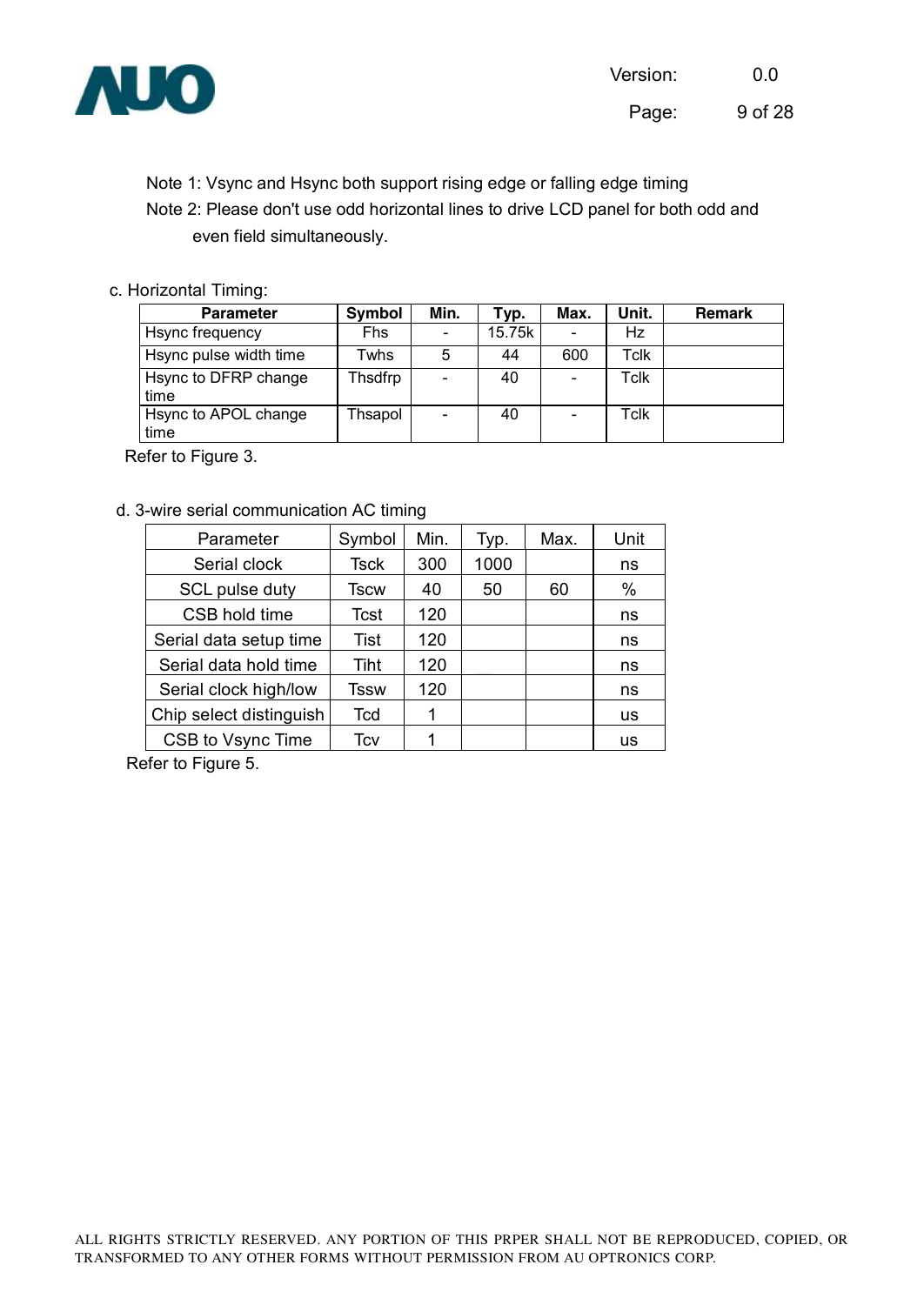Note 1: Vsync and Hsync both support rising edge or falling edge timing

Note 2: Please don't use odd horizontal lines to drive LCD panel for both odd and even field simultaneously.

c. Horizontal Timing:

| Parameter | Symbol | Min. | Typ. | Max. | Unit. | Remark |
|---|---|---|---|---|---|---|
| Hsync frequency | Fhs | - | 15.75k | - | Hz | |
| Hsync pulse width time | Twhs | 5 | 44 | 600 | Tclk | |
| Hsync to DFRP change time | Thsdfrp | - | 40 | - | Tclk | |
| Hsync to APOL change time | Thsapol | - | 40 | - | Tclk | |

Refer to Figure 3.

d. 3-wire serial communication AC timing

| Parameter | Symbol | Min. | Typ. | Max. | Unit |
|---|---|---|---|---|---|
| Serial clock | Tsck | 300 | 1000 | | ns |
| SCL pulse duty | Tscw | 40 | 50 | 60 | % |
| CSB hold time | Tcst | 120 | | | ns |
| Serial data setup time | Tist | 120 | | | ns |
| Serial data hold time | Tiht | 120 | | | ns |
| Serial clock high/low | Tssw | 120 | | | ns |
| Chip select distinguish | Tcd | 1 | | | us |
| CSB to Vsync Time | Tcv | 1 | | | us |

Refer to Figure 5.

ALL RIGHTS STRICTLY RESERVED. ANY PORTION OF THIS PRPER SHALL NOT BE REPRODUCED, COPIED, OR TRANSFORMED TO ANY OTHER FORMS WITHOUT PERMISSION FROM AU OPTRONICS CORP.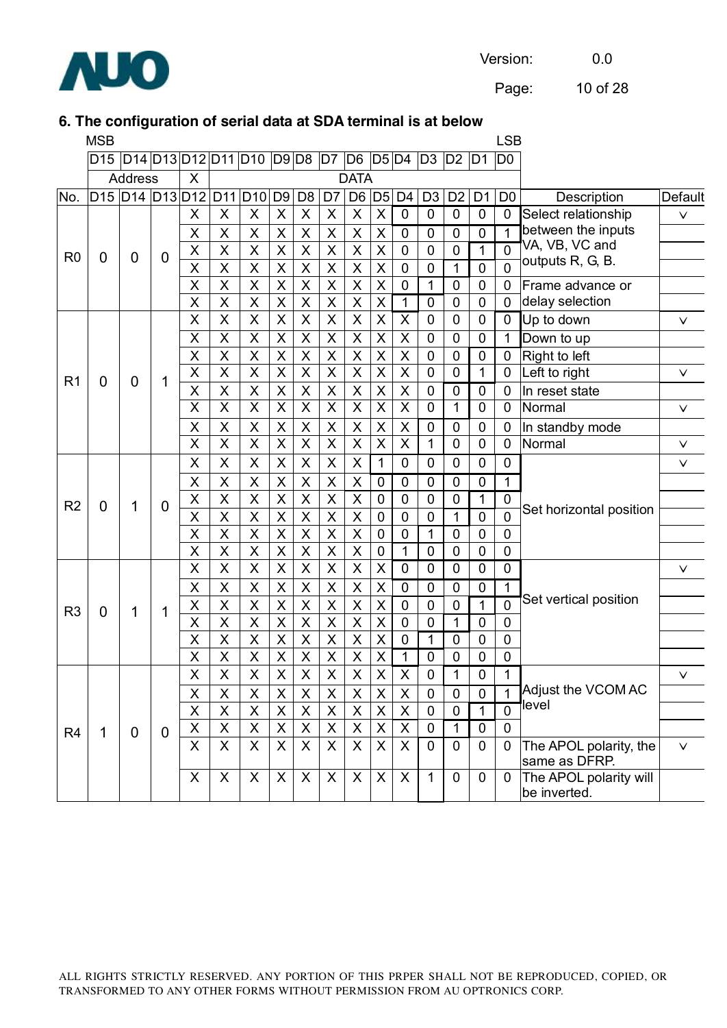## 6. The configuration of serial data at SDA terminal is at below

| MSB | | | | | | | | | | | | | | | LSB |
|---|---|---|---|---|---|---|---|---|---|---|---|---|---|---|---|
| D15 | D14 | D13 | D12 | D11 | D10 | D9 | D8 | D7 | D6 | D5 | D4 | D3 | D2 | D1 | D0 |
| Address | | | X | DATA | | | | | | | | | | | |

| No. | D15 | D14 | D13 | D12 | D11 | D10 | D9 | D8 | D7 | D6 | D5 | D4 | D3 | D2 | D1 | D0 | Description | Default |
|---|---|---|---|---|---|---|---|---|---|---|---|---|---|---|---|---|---|---|
| R0 | 0 | 0 | 0 | X | X | X | X | X | X | X | X | 0 | 0 | 0 | 0 | 0 | Select relationship between the inputs VA, VB, VC and outputs R, G, B. | V |
| | | | | X | X | X | X | X | X | X | X | 0 | 0 | 0 | 0 | 1 | | |
| | | | | X | X | X | X | X | X | X | X | 0 | 0 | 0 | 1 | 0 | | |
| | | | | X | X | X | X | X | X | X | X | 0 | 0 | 1 | 0 | 0 | | |
| | | | | X | X | X | X | X | X | X | X | 0 | 1 | 0 | 0 | 0 | Frame advance or delay selection | |
| | | | | X | X | X | X | X | X | X | X | 1 | 0 | 0 | 0 | 0 | | |
| R1 | 0 | 0 | 1 | X | X | X | X | X | X | X | X | X | 0 | 0 | 0 | 0 | Up to down | V |
| | | | | X | X | X | X | X | X | X | X | X | 0 | 0 | 0 | 1 | Down to up | |
| | | | | X | X | X | X | X | X | X | X | X | 0 | 0 | 0 | 0 | Right to left | |
| | | | | X | X | X | X | X | X | X | X | X | 0 | 0 | 1 | 0 | Left to right | V |
| | | | | X | X | X | X | X | X | X | X | X | 0 | 0 | 0 | 0 | In reset state | |
| | | | | X | X | X | X | X | X | X | X | X | 0 | 1 | 0 | 0 | Normal | V |
| | | | | X | X | X | X | X | X | X | X | X | 0 | 0 | 0 | 0 | In standby mode | |
| | | | | X | X | X | X | X | X | X | X | X | 1 | 0 | 0 | 0 | Normal | V |
| R2 | 0 | 1 | 0 | X | X | X | X | X | X | X | 1 | 0 | 0 | 0 | 0 | 0 | Set horizontal position | V |
| | | | | X | X | X | X | X | X | X | 0 | 0 | 0 | 0 | 0 | 1 | | |
| | | | | X | X | X | X | X | X | X | 0 | 0 | 0 | 0 | 1 | 0 | | |
| | | | | X | X | X | X | X | X | X | 0 | 0 | 0 | 1 | 0 | 0 | | |
| | | | | X | X | X | X | X | X | X | 0 | 0 | 1 | 0 | 0 | 0 | | |
| | | | | X | X | X | X | X | X | X | 0 | 1 | 0 | 0 | 0 | 0 | | |
| R3 | 0 | 1 | 1 | X | X | X | X | X | X | X | X | 0 | 0 | 0 | 0 | 0 | Set vertical position | V |
| | | | | X | X | X | X | X | X | X | X | 0 | 0 | 0 | 0 | 1 | | |
| | | | | X | X | X | X | X | X | X | X | 0 | 0 | 0 | 1 | 0 | | |
| | | | | X | X | X | X | X | X | X | X | 0 | 0 | 1 | 0 | 0 | | |
| | | | | X | X | X | X | X | X | X | X | 0 | 1 | 0 | 0 | 0 | | |
| | | | | X | X | X | X | X | X | X | X | 1 | 0 | 0 | 0 | 0 | | |
| R4 | 1 | 0 | 0 | X | X | X | X | X | X | X | X | X | 0 | 1 | 0 | 1 | Adjust the VCOM AC level | V |
| | | | | X | X | X | X | X | X | X | X | X | 0 | 0 | 0 | 1 | | |
| | | | | X | X | X | X | X | X | X | X | X | 0 | 0 | 1 | 0 | | |
| | | | | X | X | X | X | X | X | X | X | X | 0 | 1 | 0 | 0 | | |
| | | | | X | X | X | X | X | X | X | X | X | 0 | 0 | 0 | 0 | The APOL polarity, the same as DFRP. | V |
| | | | | X | X | X | X | X | X | X | X | X | 1 | 0 | 0 | 0 | The APOL polarity will be inverted. | |

ALL RIGHTS STRICTLY RESERVED. ANY PORTION OF THIS PRPER SHALL NOT BE REPRODUCED, COPIED, OR TRANSFORMED TO ANY OTHER FORMS WITHOUT PERMISSION FROM AU OPTRONICS CORP.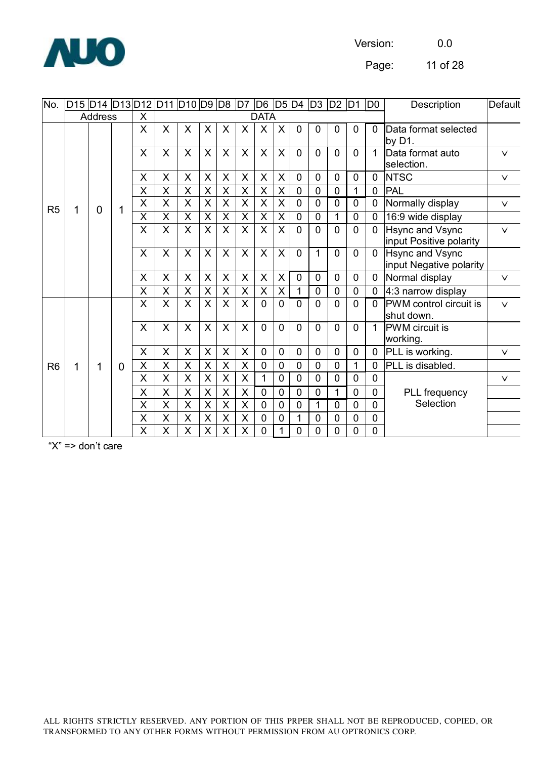| No. | D15 | D14 | D13 | D12 | D11 | D10 | D9 | D8 | D7 | D6 | D5 | D4 | D3 | D2 | D1 | D0 | Description | Default |
|---|---|---|---|---|---|---|---|---|---|---|---|---|---|---|---|---|---|---|
| | Address | | | X | DATA | | | | | | | | | | | | | |
| R5 | 1 | 0 | 1 | X | X | X | X | X | X | X | X | 0 | 0 | 0 | 0 | 0 | Data format selected by D1. | |
| | | | | X | X | X | X | X | X | X | X | 0 | 0 | 0 | 0 | 1 | Data format auto selection. | v |
| | | | | X | X | X | X | X | X | X | X | 0 | 0 | 0 | 0 | 0 | NTSC | v |
| | | | | X | X | X | X | X | X | X | X | 0 | 0 | 0 | 1 | 0 | PAL | |
| | | | | X | X | X | X | X | X | X | X | 0 | 0 | 0 | 0 | 0 | Normally display | v |
| | | | | X | X | X | X | X | X | X | X | 0 | 0 | 1 | 0 | 0 | 16:9 wide display | |
| | | | | X | X | X | X | X | X | X | X | 0 | 0 | 0 | 0 | 0 | Hsync and Vsync input Positive polarity | v |
| | | | | X | X | X | X | X | X | X | X | 0 | 1 | 0 | 0 | 0 | Hsync and Vsync input Negative polarity | |
| | | | | X | X | X | X | X | X | X | X | 0 | 0 | 0 | 0 | 0 | Normal display | v |
| | | | | X | X | X | X | X | X | X | X | 1 | 0 | 0 | 0 | 0 | 4:3 narrow display | |
| R6 | 1 | 1 | 0 | X | X | X | X | X | X | 0 | 0 | 0 | 0 | 0 | 0 | 0 | PWM control circuit is shut down. | v |
| | | | | X | X | X | X | X | X | 0 | 0 | 0 | 0 | 0 | 0 | 1 | PWM circuit is working. | |
| | | | | X | X | X | X | X | X | 0 | 0 | 0 | 0 | 0 | 0 | 0 | PLL is working. | v |
| | | | | X | X | X | X | X | X | 0 | 0 | 0 | 0 | 0 | 1 | 0 | PLL is disabled. | |
| | | | | X | X | X | X | X | X | 1 | 0 | 0 | 0 | 0 | 0 | 0 | PLL frequency Selection | v |
| | | | | X | X | X | X | X | X | 0 | 0 | 0 | 0 | 1 | 0 | 0 | | |
| | | | | X | X | X | X | X | X | 0 | 0 | 0 | 1 | 0 | 0 | 0 | | |
| | | | | X | X | X | X | X | X | 0 | 0 | 1 | 0 | 0 | 0 | 0 | | |
| | | | | X | X | X | X | X | X | 0 | 1 | 0 | 0 | 0 | 0 | 0 | | |

"X" => don't care

ALL RIGHTS STRICTLY RESERVED. ANY PORTION OF THIS PRPER SHALL NOT BE REPRODUCED, COPIED, OR TRANSFORMED TO ANY OTHER FORMS WITHOUT PERMISSION FROM AU OPTRONICS CORP.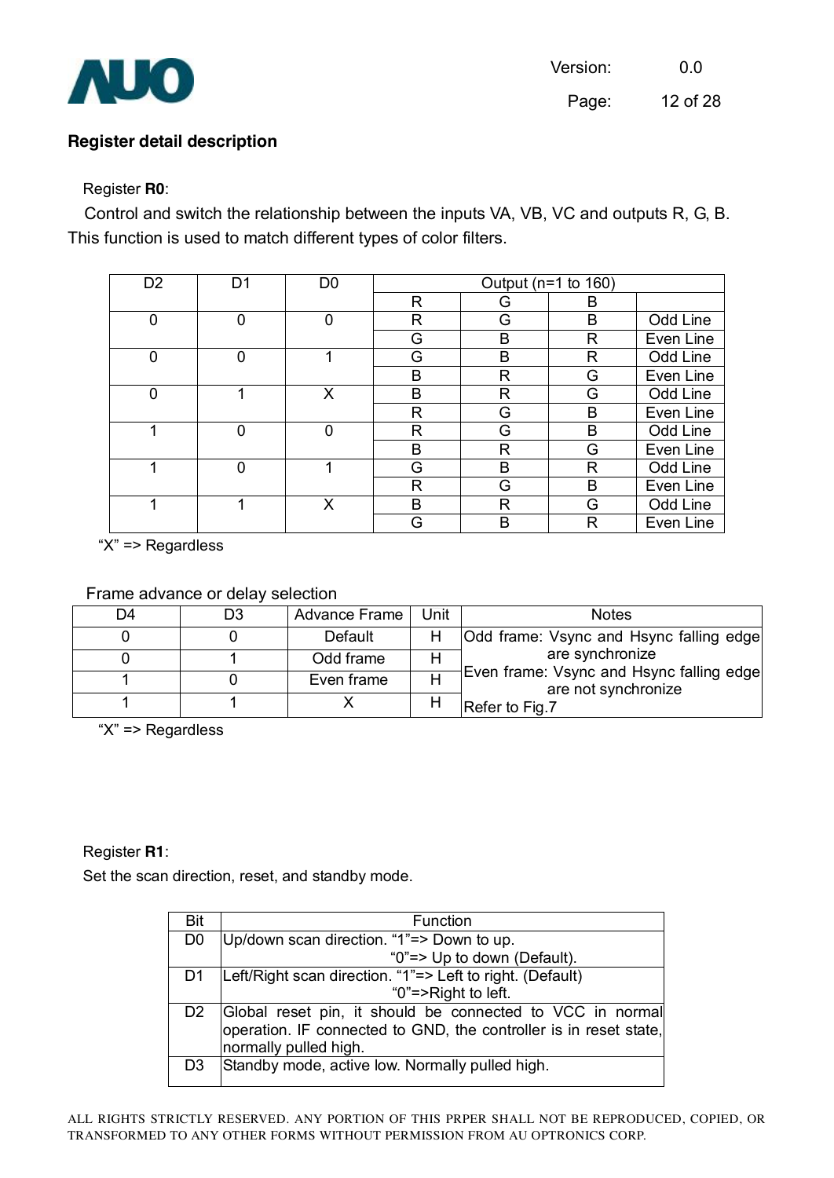## Register detail description

Register **R0**:

Control and switch the relationship between the inputs VA, VB, VC and outputs R, G, B. This function is used to match different types of color filters.

| D2 | D1 | D0 | Output (n=1 to 160) | | | |
|---|---|---|---|---|---|---|
| | | | R | G | B | |
| 0 | 0 | 0 | R | G | B | Odd Line |
| | | | G | B | R | Even Line |
| 0 | 0 | 1 | G | B | R | Odd Line |
| | | | B | R | G | Even Line |
| 0 | 1 | X | B | R | G | Odd Line |
| | | | R | G | B | Even Line |
| 1 | 0 | 0 | R | G | B | Odd Line |
| | | | B | R | G | Even Line |
| 1 | 0 | 1 | G | B | R | Odd Line |
| | | | R | G | B | Even Line |
| 1 | 1 | X | B | R | G | Odd Line |
| | | | G | B | R | Even Line |

"X" => Regardless

Frame advance or delay selection

| D4 | D3 | Advance Frame | Unit | Notes |
|---|---|---|---|---|
| 0 | 0 | Default | H | Odd frame: Vsync and Hsync falling edge are synchronize |
| 0 | 1 | Odd frame | H | Even frame: Vsync and Hsync falling edge are not synchronize |
| 1 | 0 | Even frame | H | Refer to Fig.7 |
| 1 | 1 | X | H | |

"X" => Regardless

Register **R1**:

Set the scan direction, reset, and standby mode.

| Bit | Function |
|---|---|
| D0 | Up/down scan direction. "1"=> Down to up. "0"=> Up to down (Default). |
| D1 | Left/Right scan direction. "1"=> Left to right. (Default) "0"=>Right to left. |
| D2 | Global reset pin, it should be connected to VCC in normal operation. IF connected to GND, the controller is in reset state, normally pulled high. |
| D3 | Standby mode, active low. Normally pulled high. |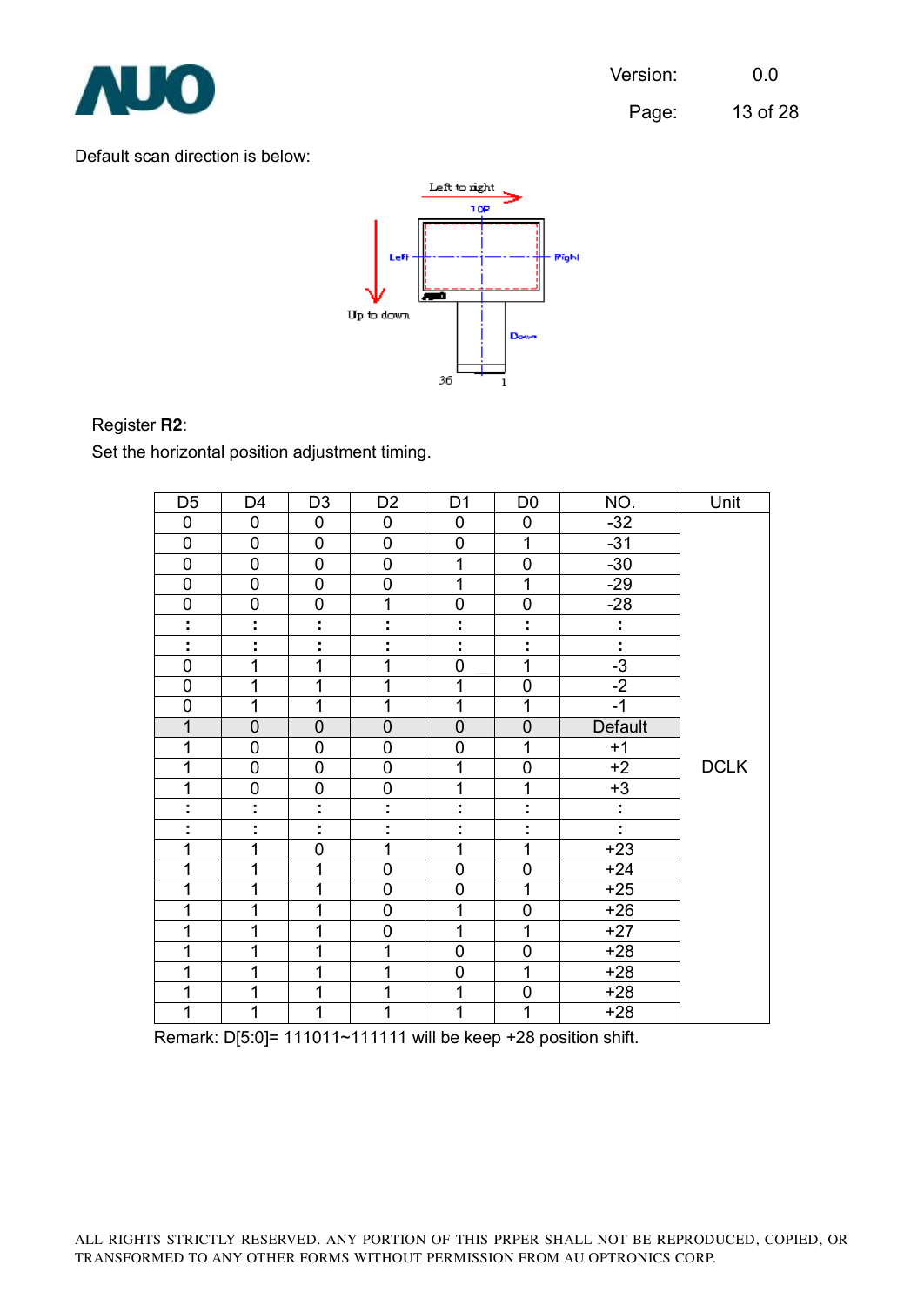Default scan direction is below:

Register **R2**:

Set the horizontal position adjustment timing.

| D5 | D4 | D3 | D2 | D1 | D0 | NO. | Unit |
|---|---|---|---|---|---|---|---|
| 0 | 0 | 0 | 0 | 0 | 0 | -32 | |
| 0 | 0 | 0 | 0 | 0 | 1 | -31 | |
| 0 | 0 | 0 | 0 | 1 | 0 | -30 | |
| 0 | 0 | 0 | 0 | 1 | 1 | -29 | |
| 0 | 0 | 0 | 1 | 0 | 0 | -28 | |
| : | : | : | : | : | : | : | |
| : | : | : | : | : | : | : | |
| 0 | 1 | 1 | 1 | 0 | 1 | -3 | |
| 0 | 1 | 1 | 1 | 1 | 0 | -2 | |
| 0 | 1 | 1 | 1 | 1 | 1 | -1 | |
| 1 | 0 | 0 | 0 | 0 | 0 | Default | |
| 1 | 0 | 0 | 0 | 0 | 1 | +1 | |
| 1 | 0 | 0 | 0 | 1 | 0 | +2 | DCLK |
| 1 | 0 | 0 | 0 | 1 | 1 | +3 | |
| : | : | : | : | : | : | : | |
| : | : | : | : | : | : | : | |
| 1 | 1 | 0 | 1 | 1 | 1 | +23 | |
| 1 | 1 | 1 | 0 | 0 | 0 | +24 | |
| 1 | 1 | 1 | 0 | 0 | 1 | +25 | |
| 1 | 1 | 1 | 0 | 1 | 0 | +26 | |
| 1 | 1 | 1 | 0 | 1 | 1 | +27 | |
| 1 | 1 | 1 | 1 | 0 | 0 | +28 | |
| 1 | 1 | 1 | 1 | 0 | 1 | +28 | |
| 1 | 1 | 1 | 1 | 1 | 0 | +28 | |
| 1 | 1 | 1 | 1 | 1 | 1 | +28 | |

Remark: D[5:0]= 111011~111111 will be keep +28 position shift.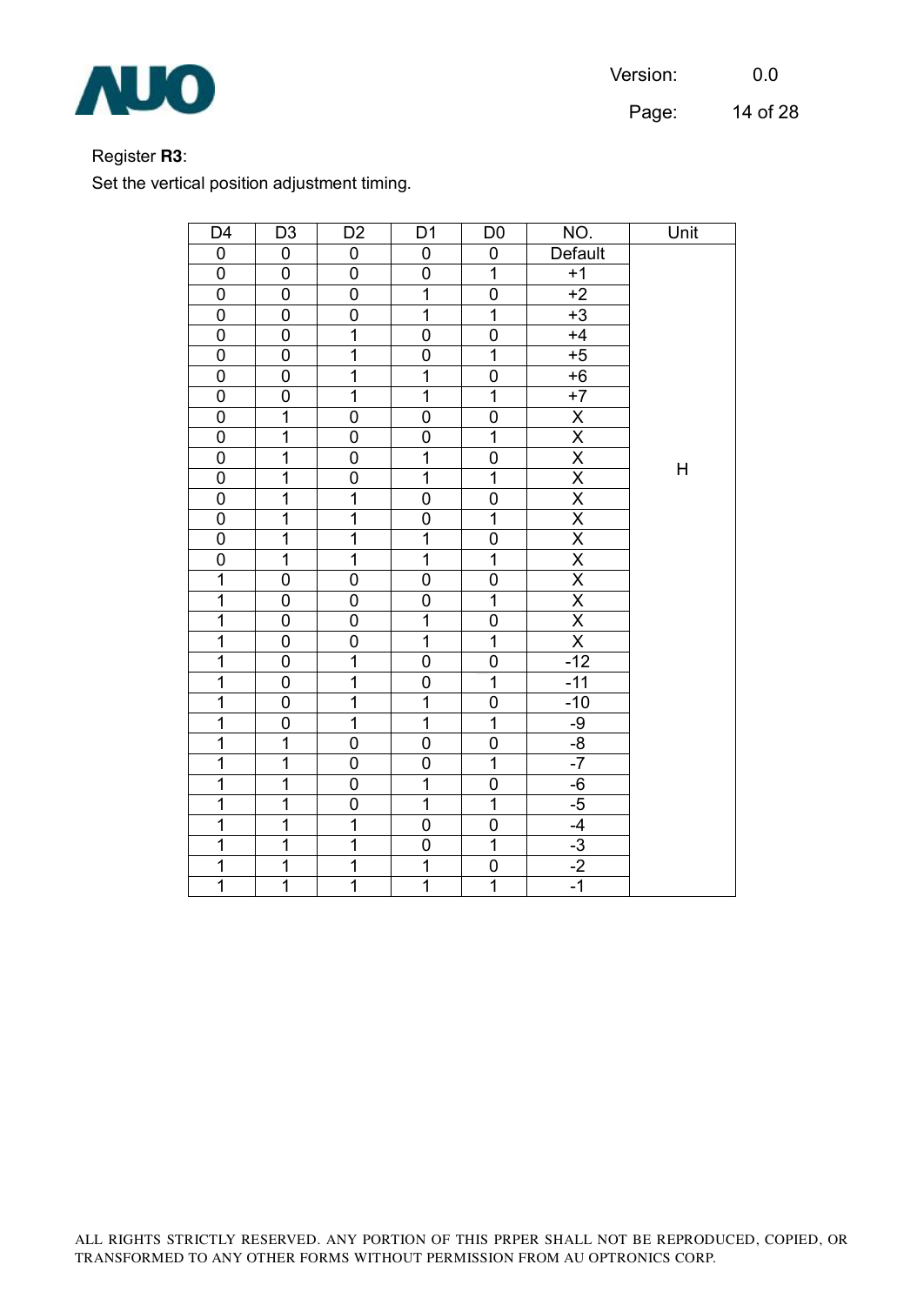Register **R3**:

Set the vertical position adjustment timing.

| D4 | D3 | D2 | D1 | D0 | NO. | Unit |
|---|---|---|---|---|---|---|
| 0 | 0 | 0 | 0 | 0 | Default | H |
| 0 | 0 | 0 | 0 | 1 | +1 | |
| 0 | 0 | 0 | 1 | 0 | +2 | |
| 0 | 0 | 0 | 1 | 1 | +3 | |
| 0 | 0 | 1 | 0 | 0 | +4 | |
| 0 | 0 | 1 | 0 | 1 | +5 | |
| 0 | 0 | 1 | 1 | 0 | +6 | |
| 0 | 0 | 1 | 1 | 1 | +7 | |
| 0 | 1 | 0 | 0 | 0 | X | |
| 0 | 1 | 0 | 0 | 1 | X | |
| 0 | 1 | 0 | 1 | 0 | X | |
| 0 | 1 | 0 | 1 | 1 | X | |
| 0 | 1 | 1 | 0 | 0 | X | |
| 0 | 1 | 1 | 0 | 1 | X | |
| 0 | 1 | 1 | 1 | 0 | X | |
| 0 | 1 | 1 | 1 | 1 | X | |
| 1 | 0 | 0 | 0 | 0 | X | |
| 1 | 0 | 0 | 0 | 1 | X | |
| 1 | 0 | 0 | 1 | 0 | X | |
| 1 | 0 | 0 | 1 | 1 | X | |
| 1 | 0 | 1 | 0 | 0 | -12 | |
| 1 | 0 | 1 | 0 | 1 | -11 | |
| 1 | 0 | 1 | 1 | 0 | -10 | |
| 1 | 0 | 1 | 1 | 1 | -9 | |
| 1 | 1 | 0 | 0 | 0 | -8 | |
| 1 | 1 | 0 | 0 | 1 | -7 | |
| 1 | 1 | 0 | 1 | 0 | -6 | |
| 1 | 1 | 0 | 1 | 1 | -5 | |
| 1 | 1 | 1 | 0 | 0 | -4 | |
| 1 | 1 | 1 | 0 | 1 | -3 | |
| 1 | 1 | 1 | 1 | 0 | -2 | |
| 1 | 1 | 1 | 1 | 1 | -1 | |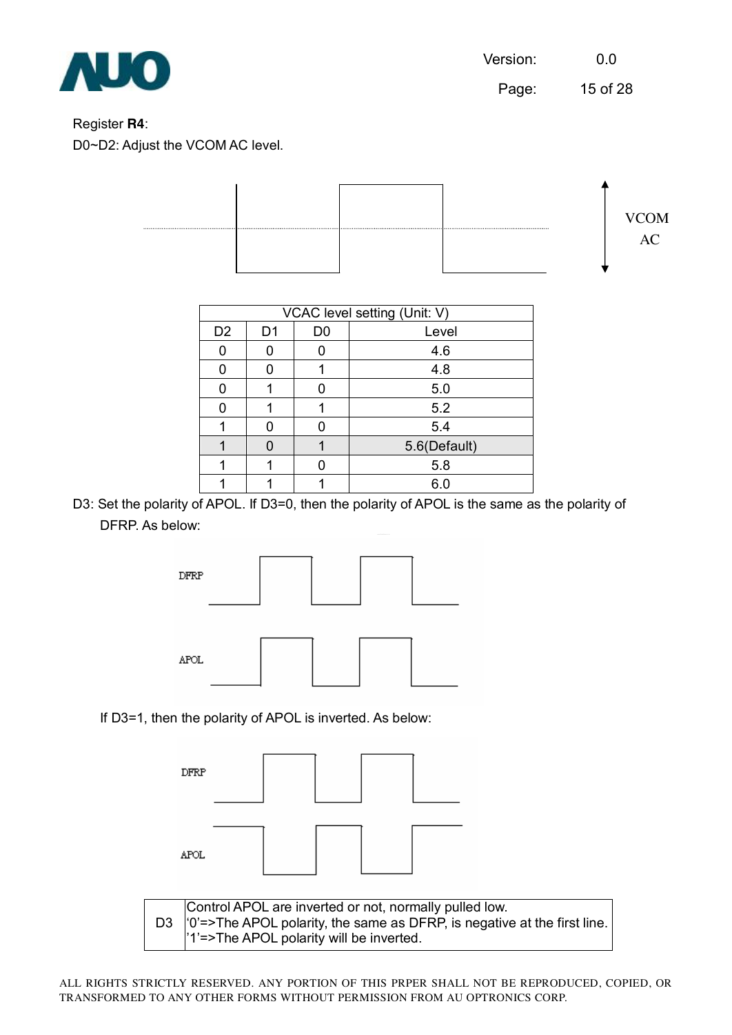Register **R4**:

D0~D2: Adjust the VCOM AC level.

VCOM AC

| VCAC level setting (Unit: V) | | | |
|---|---|---|---|
| D2 | D1 | D0 | Level |
| 0 | 0 | 0 | 4.6 |
| 0 | 0 | 1 | 4.8 |
| 0 | 1 | 0 | 5.0 |
| 0 | 1 | 1 | 5.2 |
| 1 | 0 | 0 | 5.4 |
| 1 | 0 | 1 | 5.6(Default) |
| 1 | 1 | 0 | 5.8 |
| 1 | 1 | 1 | 6.0 |

D3: Set the polarity of APOL. If D3=0, then the polarity of APOL is the same as the polarity of DFRP. As below:

DFRP

APOL

If D3=1, then the polarity of APOL is inverted. As below:

DFRP

APOL

| D3 | Control APOL are inverted or not, normally pulled low.<br>'0'=>The APOL polarity, the same as DFRP, is negative at the first line.<br>'1'=>The APOL polarity will be inverted. |
|---|---|

ALL RIGHTS STRICTLY RESERVED. ANY PORTION OF THIS PRPER SHALL NOT BE REPRODUCED, COPIED, OR TRANSFORMED TO ANY OTHER FORMS WITHOUT PERMISSION FROM AU OPTRONICS CORP.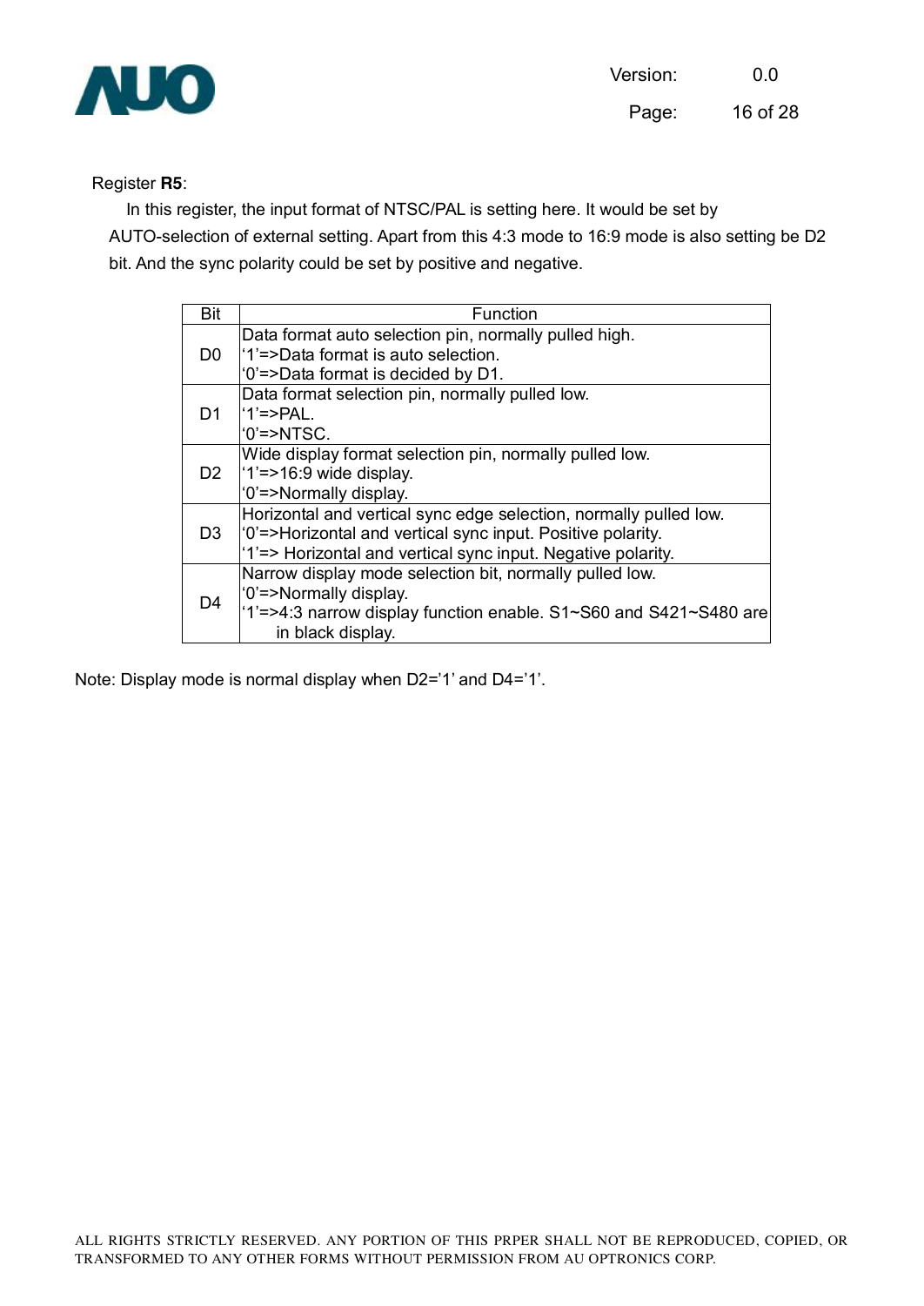Register **R5**:

In this register, the input format of NTSC/PAL is setting here. It would be set by AUTO-selection of external setting. Apart from this 4:3 mode to 16:9 mode is also setting be D2 bit. And the sync polarity could be set by positive and negative.

| Bit | Function |
|---|---|
| D0 | Data format auto selection pin, normally pulled high.<br>'1'=>Data format is auto selection.<br>'0'=>Data format is decided by D1. |
| D1 | Data format selection pin, normally pulled low.<br>'1'=>PAL.<br>'0'=>NTSC. |
| D2 | Wide display format selection pin, normally pulled low.<br>'1'=>16:9 wide display.<br>'0'=>Normally display. |
| D3 | Horizontal and vertical sync edge selection, normally pulled low.<br>'0'=>Horizontal and vertical sync input. Positive polarity.<br>'1'=> Horizontal and vertical sync input. Negative polarity. |
| D4 | Narrow display mode selection bit, normally pulled low.<br>'0'=>Normally display.<br>'1'=>4:3 narrow display function enable. S1~S60 and S421~S480 are in black display. |

Note: Display mode is normal display when D2='1' and D4='1'.

ALL RIGHTS STRICTLY RESERVED. ANY PORTION OF THIS PRPER SHALL NOT BE REPRODUCED, COPIED, OR TRANSFORMED TO ANY OTHER FORMS WITHOUT PERMISSION FROM AU OPTRONICS CORP.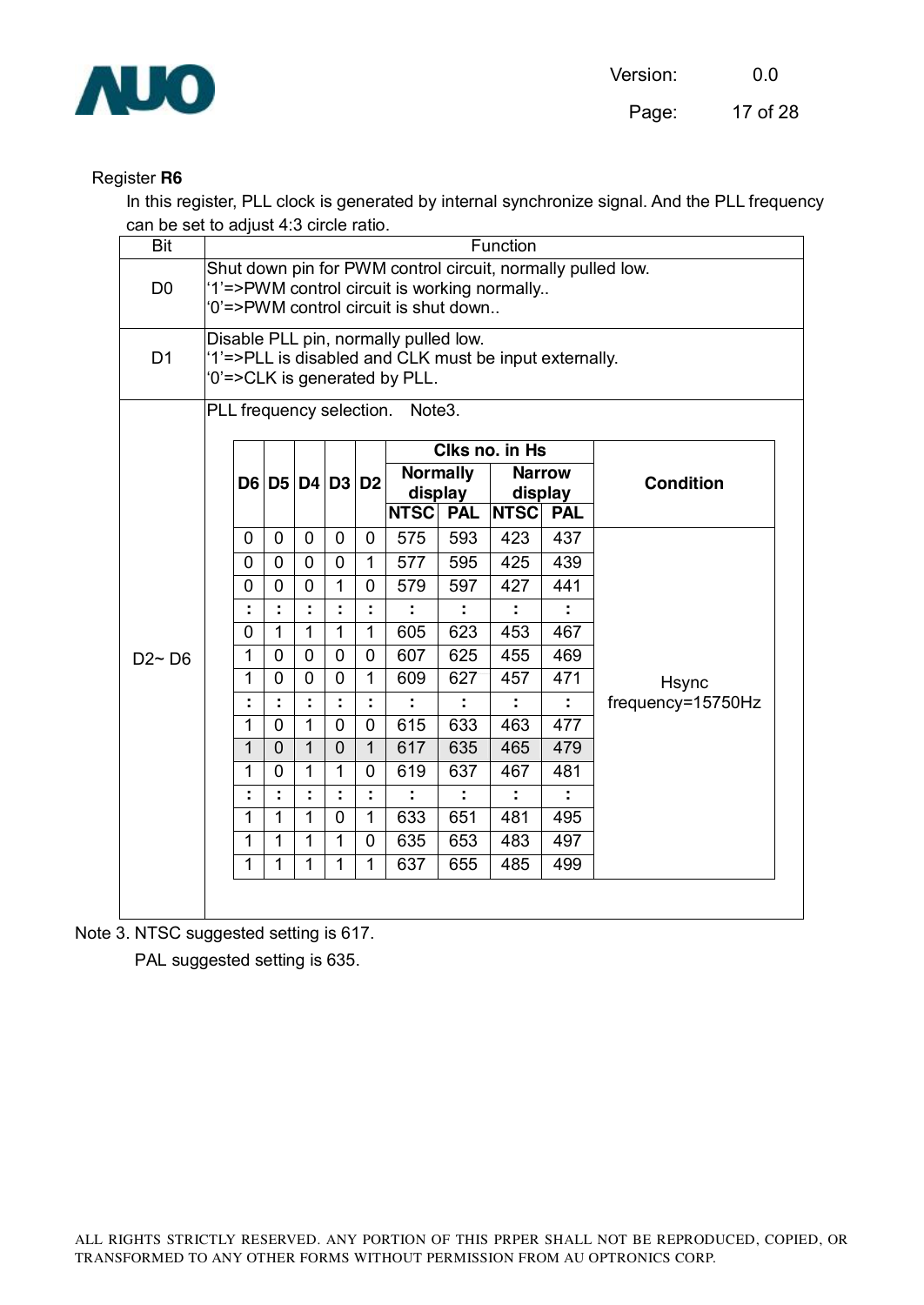Register **R6**

In this register, PLL clock is generated by internal synchronize signal. And the PLL frequency can be set to adjust 4:3 circle ratio.

| Bit | Function |
|---|---|
| D0 | Shut down pin for PWM control circuit, normally pulled low.<br>'1'=>PWM control circuit is working normally..<br>'0'=>PWM control circuit is shut down.. |
| D1 | Disable PLL pin, normally pulled low.<br>'1'=>PLL is disabled and CLK must be input externally.<br>'0'=>CLK is generated by PLL. |
| D2~ D6 | PLL frequency selection. Note3. |

| D6 | D5 | D4 | D3 | D2 | Clks no. in Hs | | | | Condition |
|---|---|---|---|---|---|---|---|---|---|
| | | | | | Normally display | | Narrow display | | |
| | | | | | NTSC | PAL | NTSC | PAL | |
| 0 | 0 | 0 | 0 | 0 | 575 | 593 | 423 | 437 | Hsync frequency=15750Hz |
| 0 | 0 | 0 | 0 | 1 | 577 | 595 | 425 | 439 | |
| 0 | 0 | 0 | 1 | 0 | 579 | 597 | 427 | 441 | |
| : | : | : | : | : | : | : | : | : | |
| 0 | 1 | 1 | 1 | 1 | 605 | 623 | 453 | 467 | |
| 1 | 0 | 0 | 0 | 0 | 607 | 625 | 455 | 469 | |
| 1 | 0 | 0 | 0 | 1 | 609 | 627 | 457 | 471 | |
| : | : | : | : | : | : | : | : | : | |
| 1 | 0 | 1 | 0 | 0 | 615 | 633 | 463 | 477 | |
| 1 | 0 | 1 | 0 | 1 | 617 | 635 | 465 | 479 | |
| 1 | 0 | 1 | 1 | 0 | 619 | 637 | 467 | 481 | |
| : | : | : | : | : | : | : | : | : | |
| 1 | 1 | 1 | 0 | 1 | 633 | 651 | 481 | 495 | |
| 1 | 1 | 1 | 1 | 0 | 635 | 653 | 483 | 497 | |
| 1 | 1 | 1 | 1 | 1 | 637 | 655 | 485 | 499 | |

Note 3. NTSC suggested setting is 617.

PAL suggested setting is 635.

ALL RIGHTS STRICTLY RESERVED. ANY PORTION OF THIS PRPER SHALL NOT BE REPRODUCED, COPIED, OR TRANSFORMED TO ANY OTHER FORMS WITHOUT PERMISSION FROM AU OPTRONICS CORP.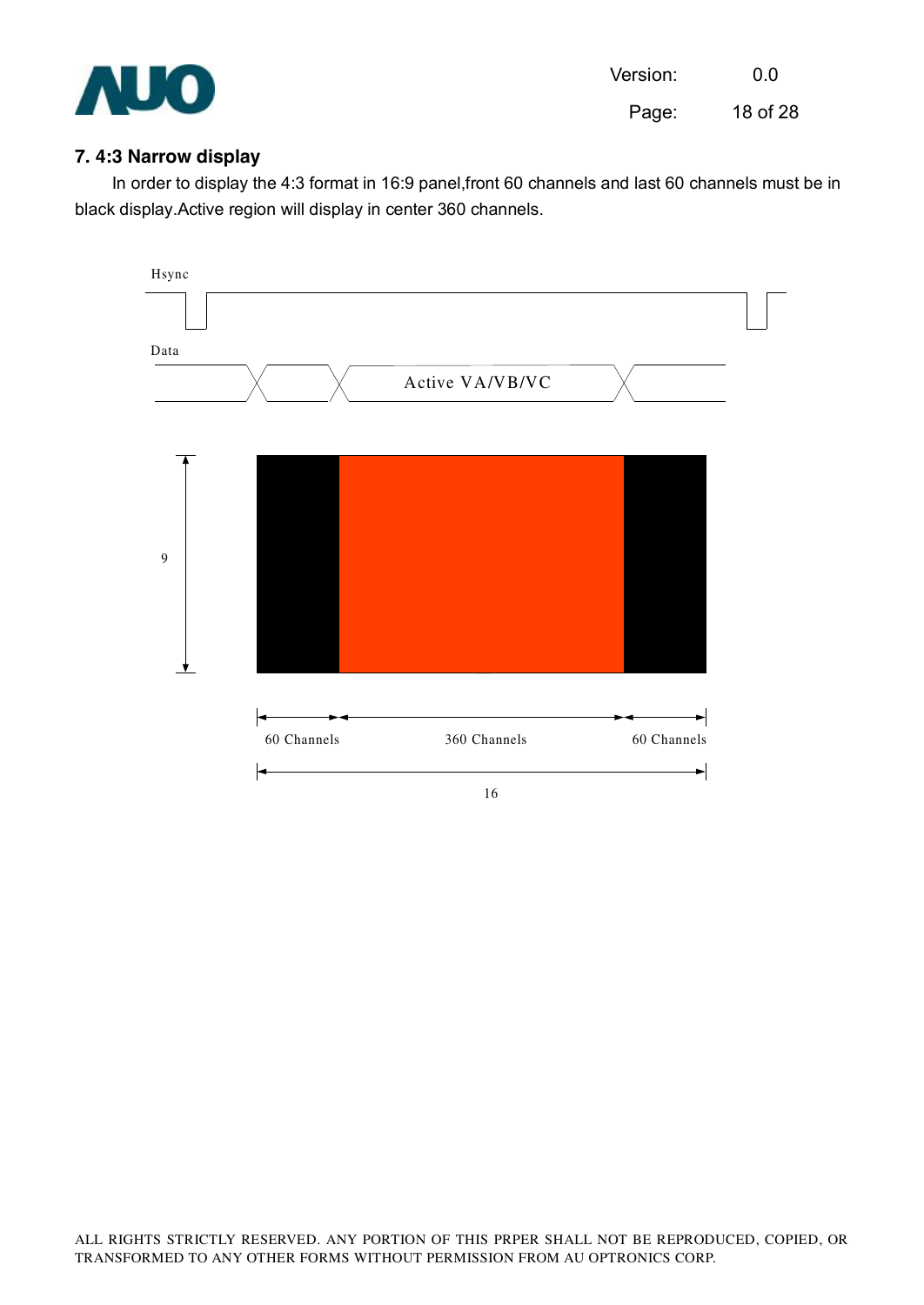## 7. 4:3 Narrow display

In order to display the 4:3 format in 16:9 panel,front 60 channels and last 60 channels must be in black display.Active region will display in center 360 channels.

Hsync

Data

Active VA/VB/VC

9

60 Channels 360 Channels 60 Channels

16

ALL RIGHTS STRICTLY RESERVED. ANY PORTION OF THIS PRPER SHALL NOT BE REPRODUCED, COPIED, OR TRANSFORMED TO ANY OTHER FORMS WITHOUT PERMISSION FROM AU OPTRONICS CORP.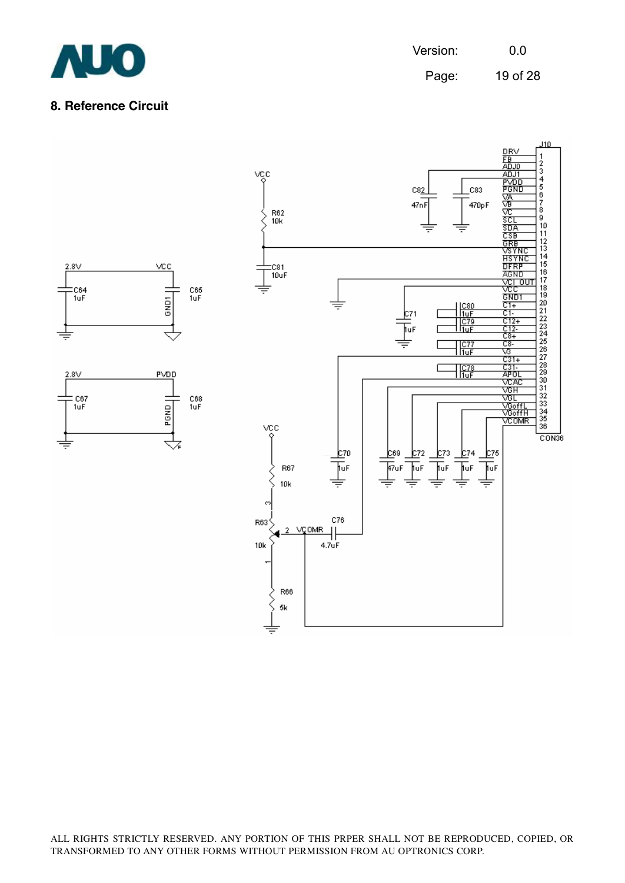## 8. Reference Circuit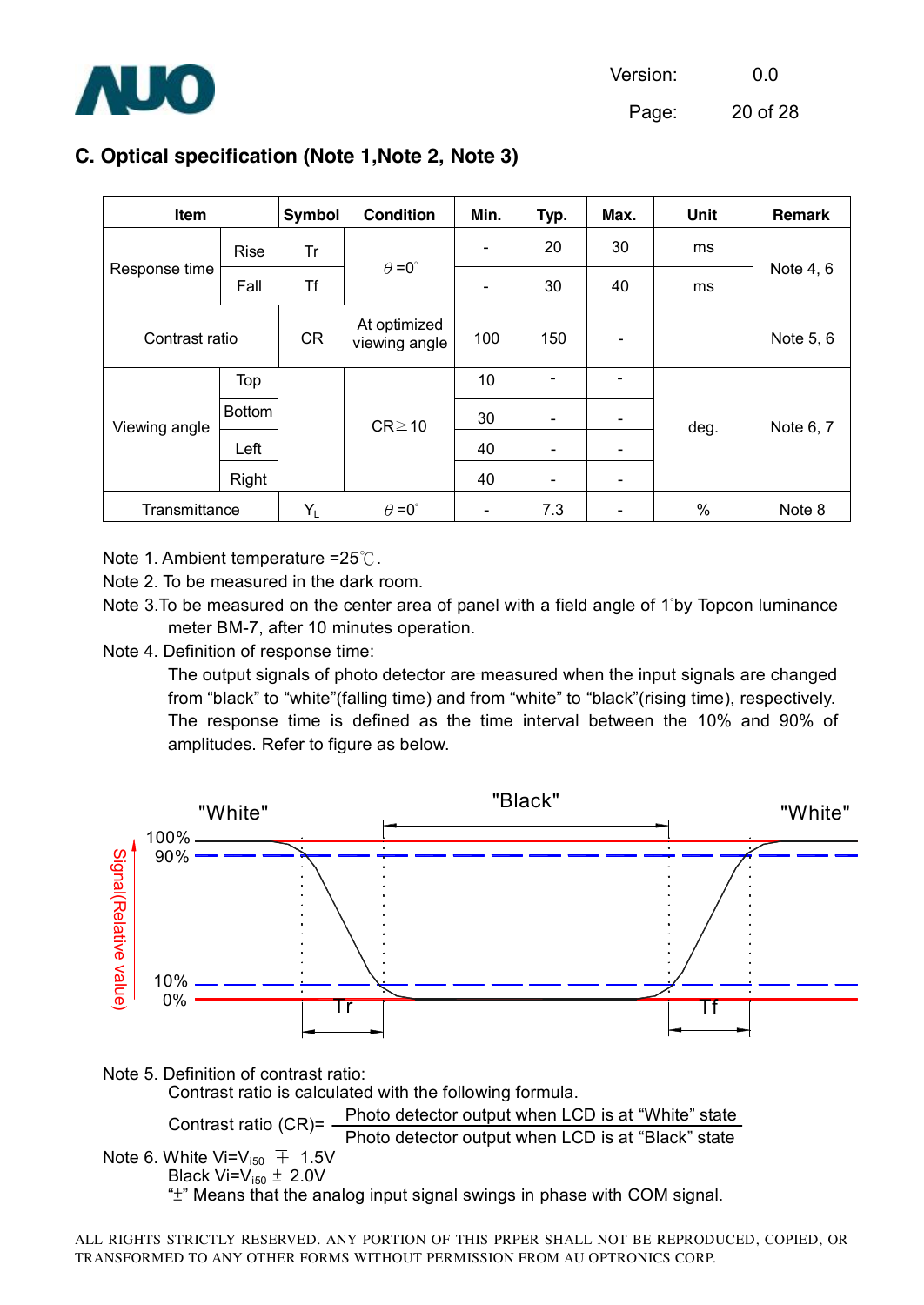## C. Optical specification (Note 1,Note 2, Note 3)

| Item | | Symbol | Condition | Min. | Typ. | Max. | Unit | Remark |
|---|---|---|---|---|---|---|---|---|
| Response time | Rise | Tr | $\theta$=0° | - | 20 | 30 | ms | Note 4, 6 |
| | Fall | Tf | | - | 30 | 40 | ms | |
| Contrast ratio | | CR | At optimized viewing angle | 100 | 150 | - | | Note 5, 6 |
| Viewing angle | Top | | CR≧10 | 10 | - | - | deg. | Note 6, 7 |
| | Bottom | | | 30 | - | - | | |
| | Left | | | 40 | - | - | | |
| | Right | | | 40 | - | - | | |
| Transmittance | | $Y_L$ | $\theta$=0° | - | 7.3 | - | % | Note 8 |

Note 1. Ambient temperature =25℃.

Note 2. To be measured in the dark room.

Note 3.To be measured on the center area of panel with a field angle of 1°by Topcon luminance meter BM-7, after 10 minutes operation.

Note 4. Definition of response time:

The output signals of photo detector are measured when the input signals are changed from "black" to "white"(falling time) and from "white" to "black"(rising time), respectively. The response time is defined as the time interval between the 10% and 90% of amplitudes. Refer to figure as below.

Note 5. Definition of contrast ratio:

Contrast ratio is calculated with the following formula.

$$\text{Contrast ratio (CR)} = \frac{\text{Photo detector output when LCD is at "White" state}}{\text{Photo detector output when LCD is at "Black" state}}$$

Note 6. White $Vi=V_{i50} \mp 1.5V$

Black $Vi=V_{i50} \pm 2.0V$

"±" Means that the analog input signal swings in phase with COM signal.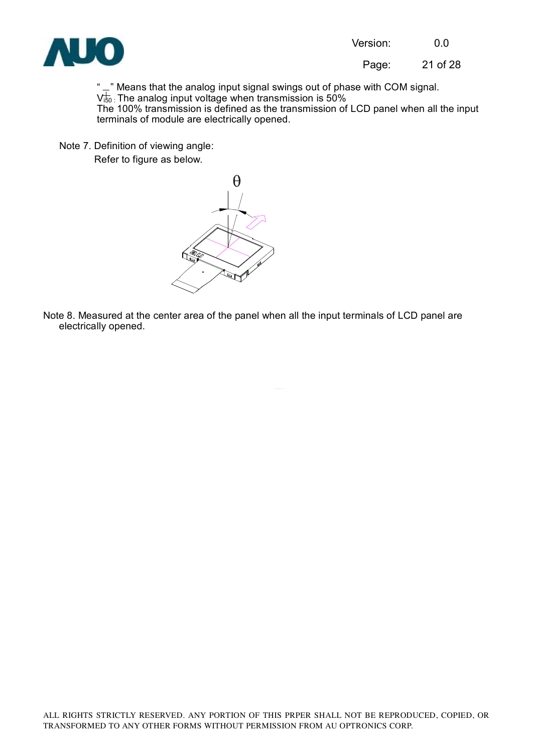"_" Means that the analog input signal swings out of phase with COM signal.

$V_{i50}^{\pm}$ : The analog input voltage when transmission is 50%

The 100% transmission is defined as the transmission of LCD panel when all the input terminals of module are electrically opened.

Note 7. Definition of viewing angle:

Refer to figure as below.

Note 8. Measured at the center area of the panel when all the input terminals of LCD panel are electrically opened.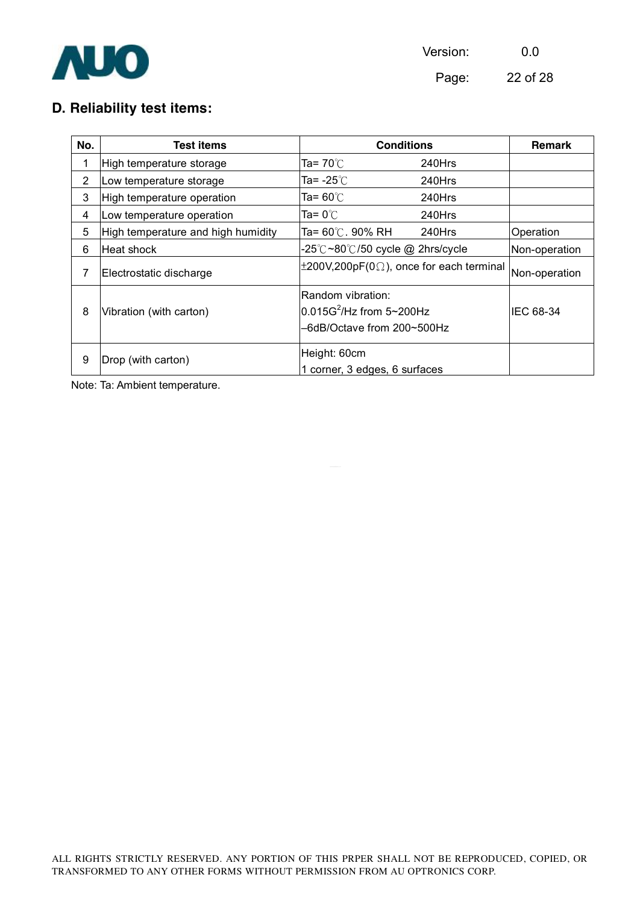## D. Reliability test items:

| No. | Test items | Conditions | Remark |
|---|---|---|---|
| 1 | High temperature storage | Ta= 70℃ 240Hrs | |
| 2 | Low temperature storage | Ta= -25℃ 240Hrs | |
| 3 | High temperature operation | Ta= 60℃ 240Hrs | |
| 4 | Low temperature operation | Ta= 0℃ 240Hrs | |
| 5 | High temperature and high humidity | Ta= 60℃. 90% RH 240Hrs | Operation |
| 6 | Heat shock | -25℃~80℃/50 cycle @ 2hrs/cycle | Non-operation |
| 7 | Electrostatic discharge | ±200V,200pF(0Ω), once for each terminal | Non-operation |
| 8 | Vibration (with carton) | Random vibration:<br>0.015$G^2$/Hz from 5~200Hz<br>–6dB/Octave from 200~500Hz | IEC 68-34 |
| 9 | Drop (with carton) | Height: 60cm<br>1 corner, 3 edges, 6 surfaces | |

Note: Ta: Ambient temperature.

ALL RIGHTS STRICTLY RESERVED. ANY PORTION OF THIS PRPER SHALL NOT BE REPRODUCED, COPIED, OR TRANSFORMED TO ANY OTHER FORMS WITHOUT PERMISSION FROM AU OPTRONICS CORP.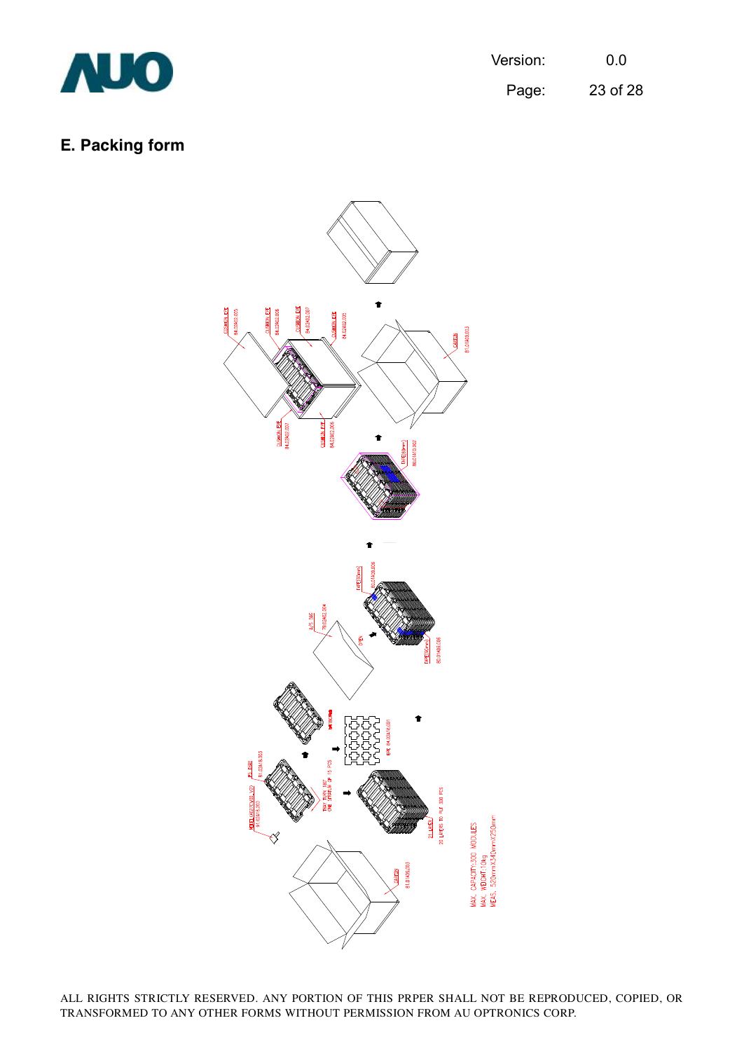## E. Packing form

MAX. CAPACITY:300 MODULES
MAX. WEIGHT:10kg
MEAS. 520mmX340mmX250mm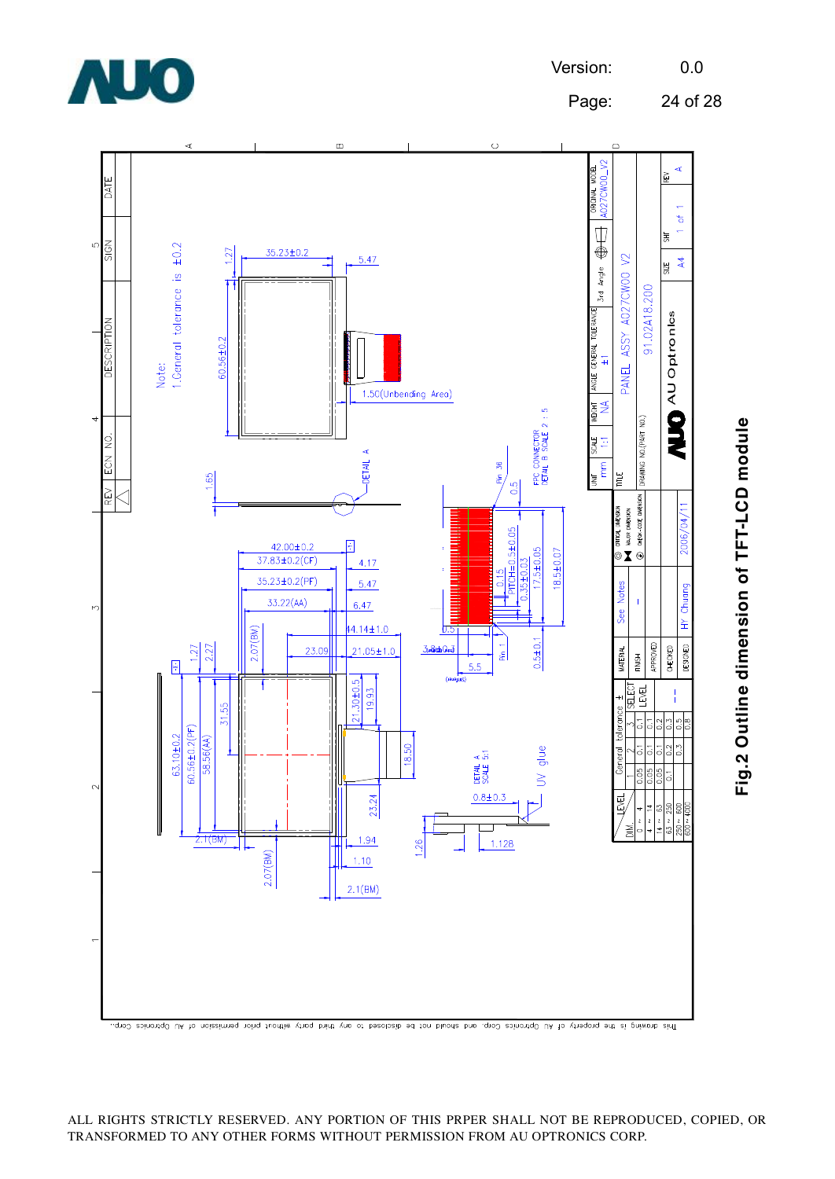Fig.2 Outline dimension of TFT-LCD module

ALL RIGHTS STRICTLY RESERVED. ANY PORTION OF THIS PRPER SHALL NOT BE REPRODUCED, COPIED, OR TRANSFORMED TO ANY OTHER FORMS WITHOUT PERMISSION FROM AU OPTRONICS CORP.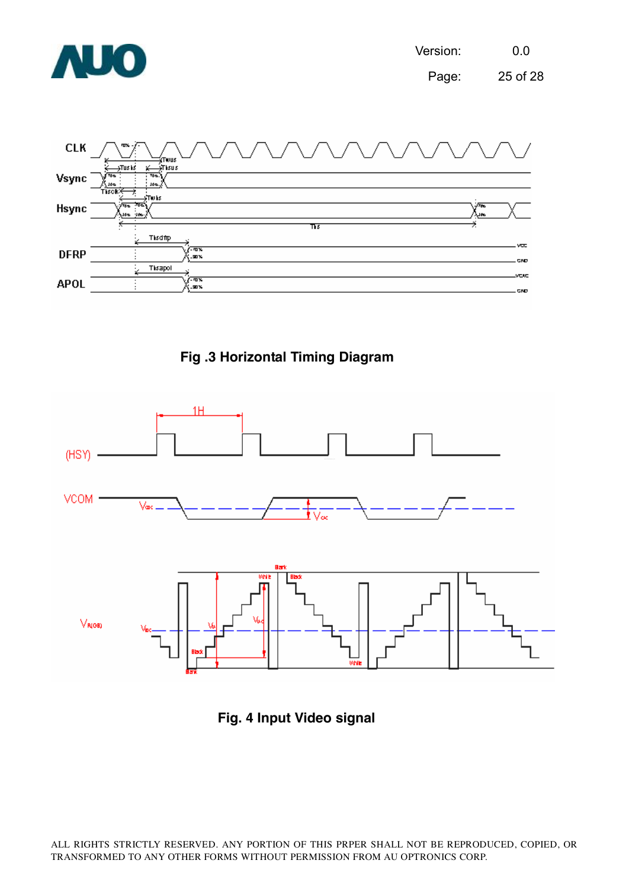Fig .3 Horizontal Timing Diagram

Fig. 4 Input Video signal

ALL RIGHTS STRICTLY RESERVED. ANY PORTION OF THIS PRPER SHALL NOT BE REPRODUCED, COPIED, OR TRANSFORMED TO ANY OTHER FORMS WITHOUT PERMISSION FROM AU OPTRONICS CORP.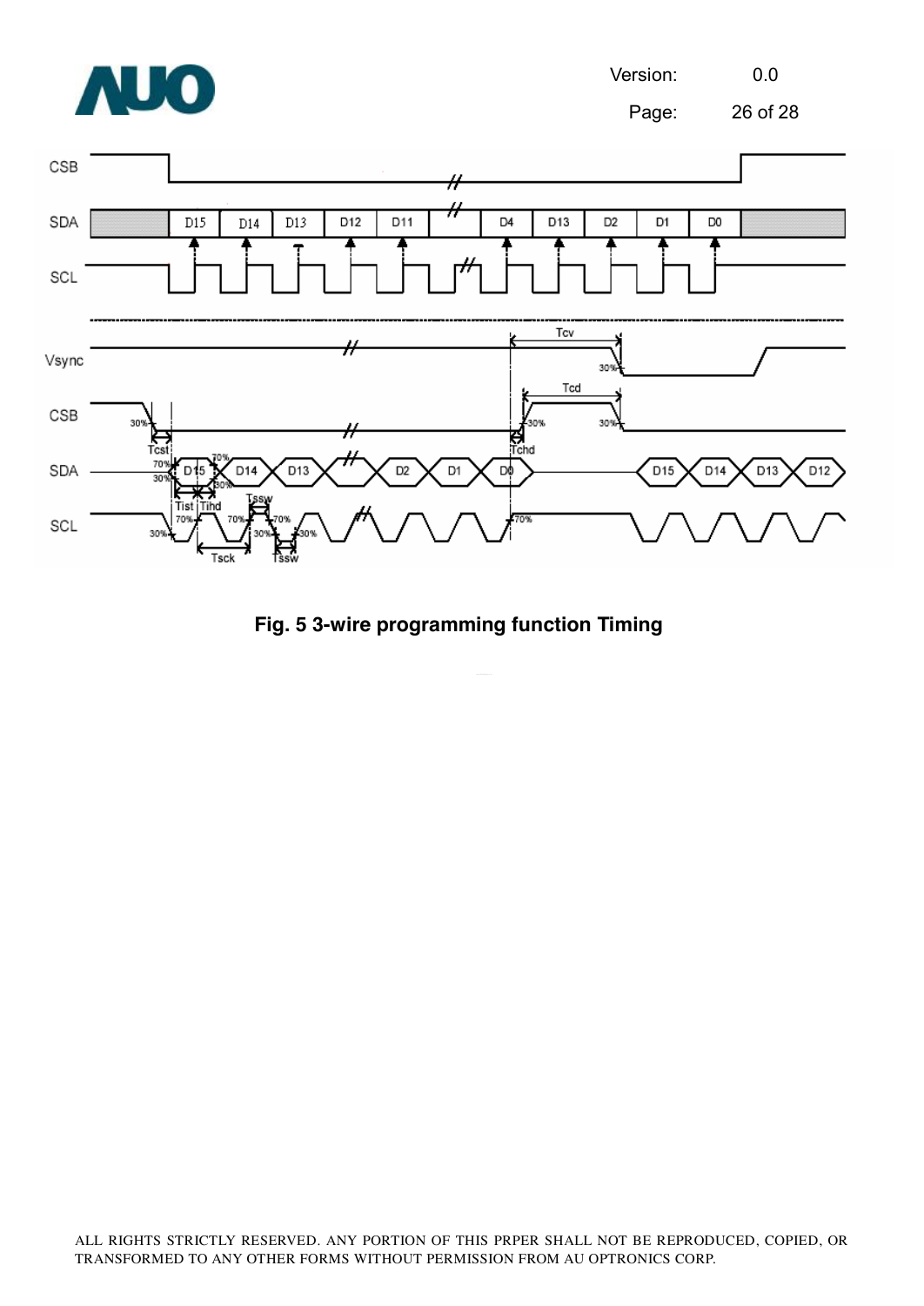**Fig. 5 3-wire programming function Timing**

ALL RIGHTS STRICTLY RESERVED. ANY PORTION OF THIS PRPER SHALL NOT BE REPRODUCED, COPIED, OR TRANSFORMED TO ANY OTHER FORMS WITHOUT PERMISSION FROM AU OPTRONICS CORP.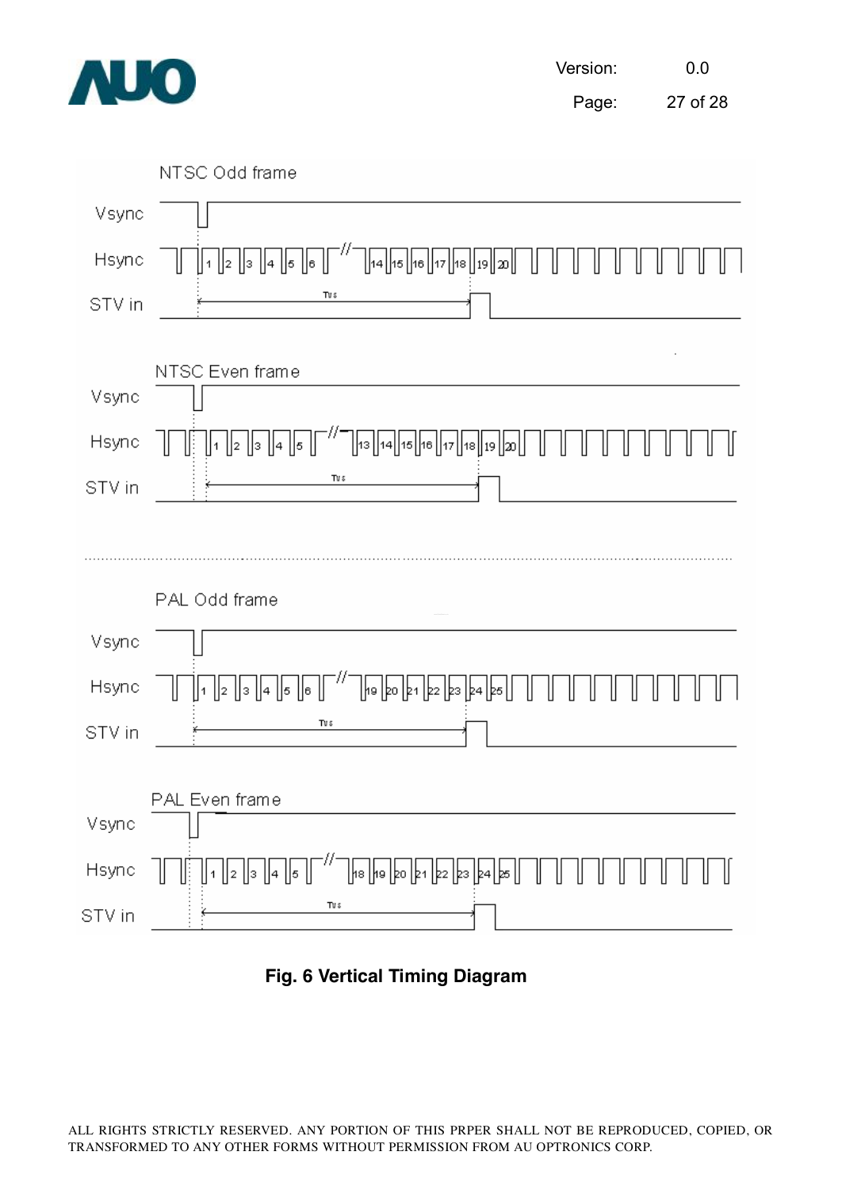NTSC Odd frame

Vsync

Hsync

STV in

NTSC Even frame

Vsync

Hsync

STV in

PAL Odd frame

Vsync

Hsync

STV in

PAL Even frame

Vsync

Hsync

STV in

**Fig. 6 Vertical Timing Diagram**

ALL RIGHTS STRICTLY RESERVED. ANY PORTION OF THIS PRPER SHALL NOT BE REPRODUCED, COPIED, OR TRANSFORMED TO ANY OTHER FORMS WITHOUT PERMISSION FROM AU OPTRONICS CORP.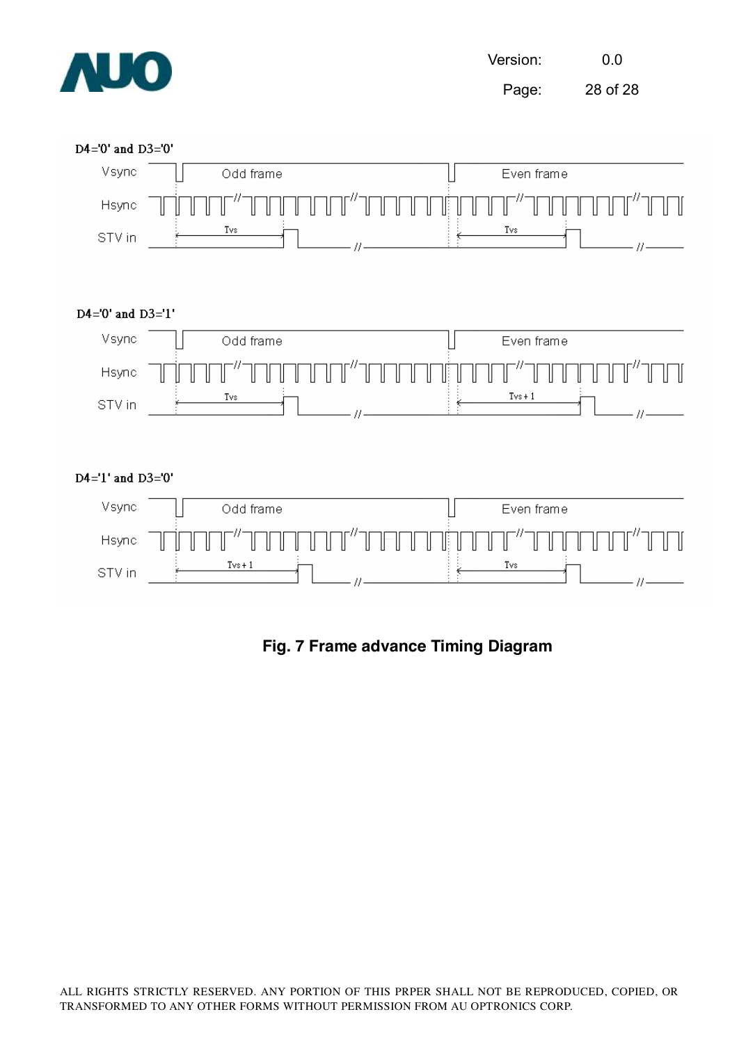D4='0' and D3='0'

Vsync
Odd frame
Even frame
Hsync
STV in
Tvs
Tvs

D4='0' and D3='1'

Vsync
Odd frame
Even frame
Hsync
STV in
Tvs
Tvs + 1

D4='1' and D3='0'

Vsync
Odd frame
Even frame
Hsync
STV in
Tvs + 1
Tvs

**Fig. 7 Frame advance Timing Diagram**

ALL RIGHTS STRICTLY RESERVED. ANY PORTION OF THIS PRPER SHALL NOT BE REPRODUCED, COPIED, OR TRANSFORMED TO ANY OTHER FORMS WITHOUT PERMISSION FROM AU OPTRONICS CORP.